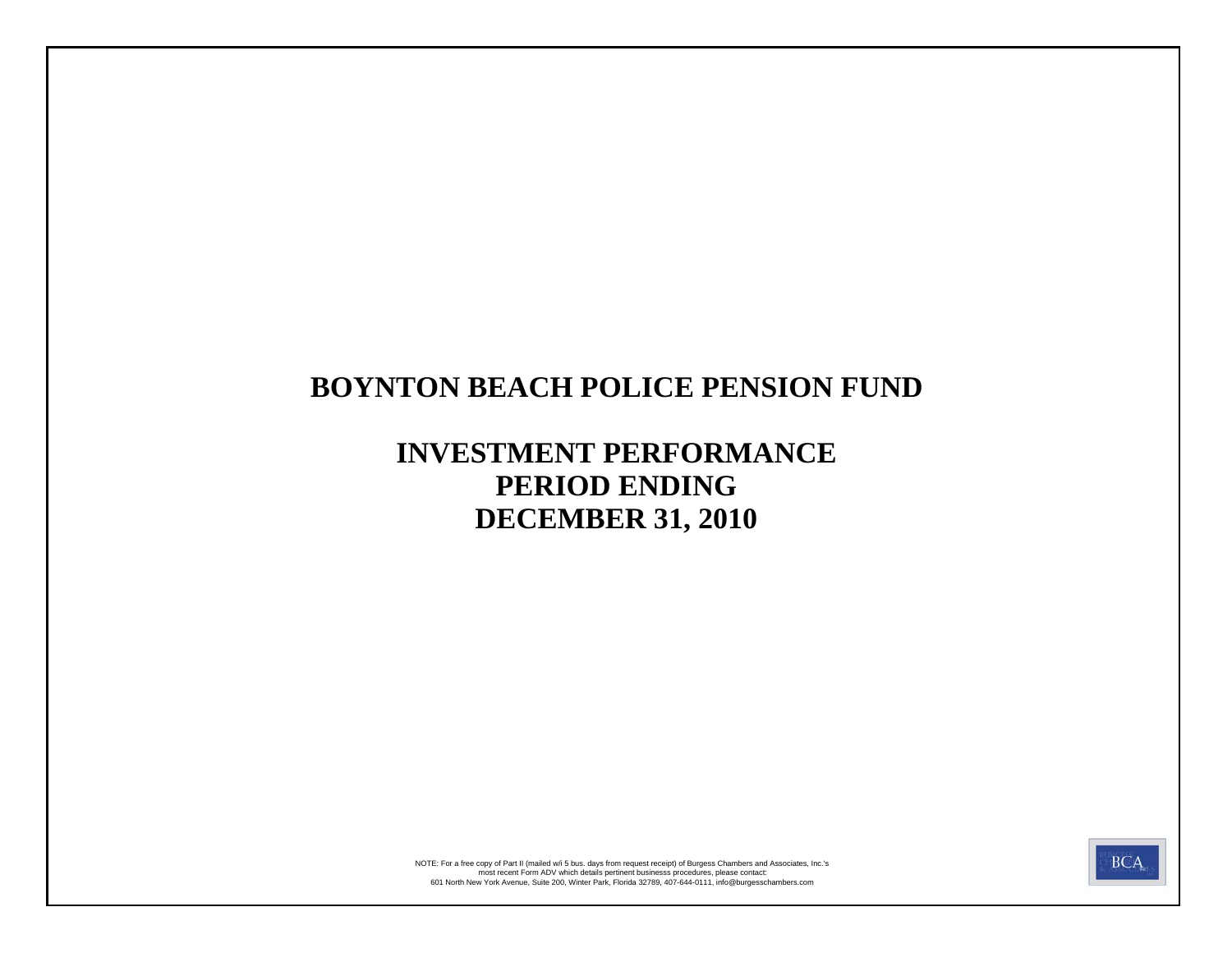# BOYNTON BEACH POLICE PENSION FUND

## INVESTMENT PERFORMANCE
## PERIOD ENDING
## DECEMBER 31, 2010

NOTE: For a free copy of Part II (mailed w/i 5 bus. days from request receipt) of Burgess Chambers and Associates, Inc.'s most recent Form ADV which details pertinent businesss procedures, please contact:
601 North New York Avenue, Suite 200, Winter Park, Florida 32789, 407-644-0111, info@burgesschambers.com

BCA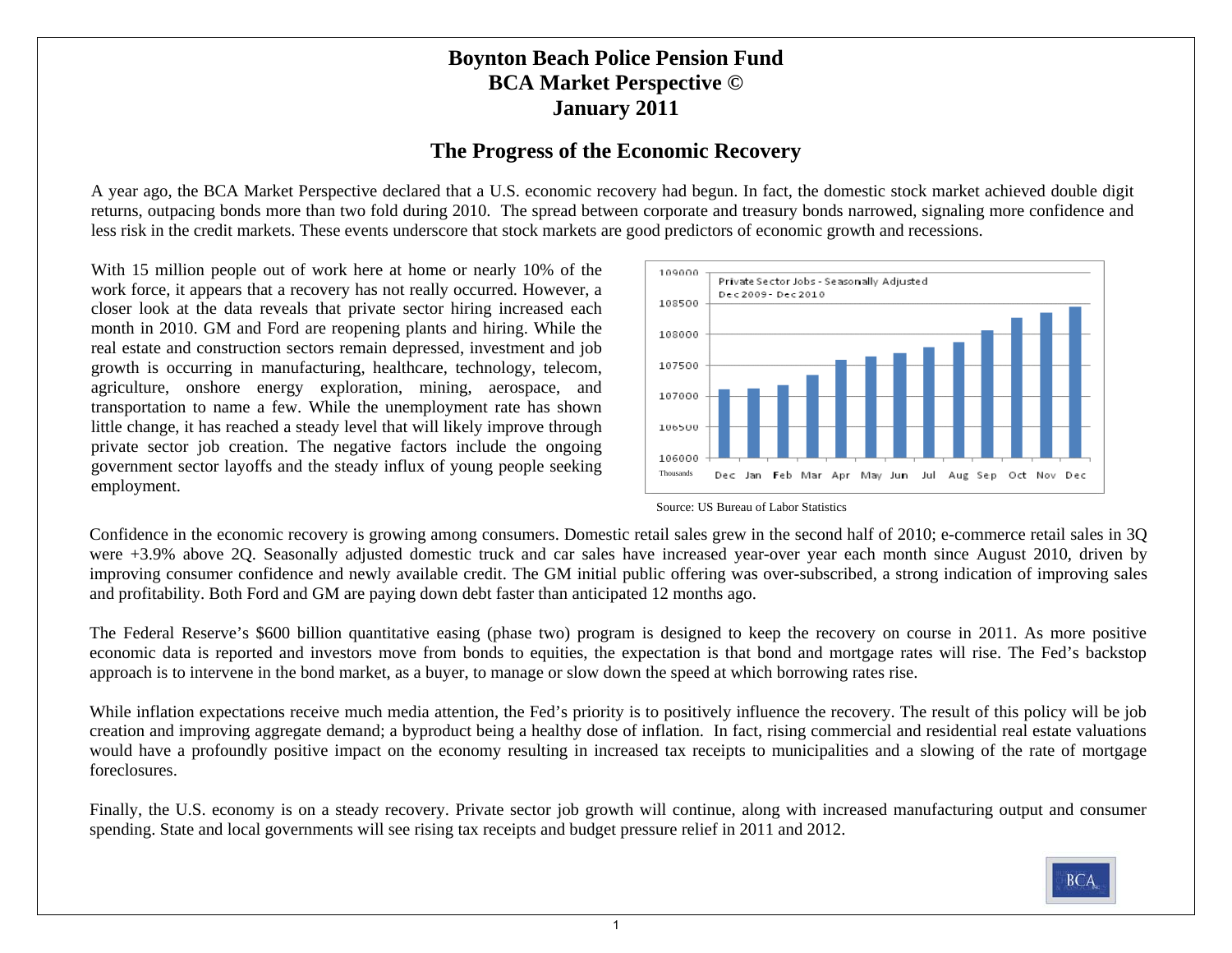# Boynton Beach Police Pension Fund
# BCA Market Perspective ©
# January 2011

## The Progress of the Economic Recovery

A year ago, the BCA Market Perspective declared that a U.S. economic recovery had begun. In fact, the domestic stock market achieved double digit returns, outpacing bonds more than two fold during 2010. The spread between corporate and treasury bonds narrowed, signaling more confidence and less risk in the credit markets. These events underscore that stock markets are good predictors of economic growth and recessions.

With 15 million people out of work here at home or nearly 10% of the work force, it appears that a recovery has not really occurred. However, a closer look at the data reveals that private sector hiring increased each month in 2010. GM and Ford are reopening plants and hiring. While the real estate and construction sectors remain depressed, investment and job growth is occurring in manufacturing, healthcare, technology, telecom, agriculture, onshore energy exploration, mining, aerospace, and transportation to name a few. While the unemployment rate has shown little change, it has reached a steady level that will likely improve through private sector job creation. The negative factors include the ongoing government sector layoffs and the steady influx of young people seeking employment.

Private Sector Jobs - Seasonally Adjusted
Dec 2009 - Dec 2010

109000
108500
108000
107500
107000
106500
106000
Thousands

Dec Jan Feb Mar Apr May Jun Jul Aug Sep Oct Nov Dec

Source: US Bureau of Labor Statistics

Confidence in the economic recovery is growing among consumers. Domestic retail sales grew in the second half of 2010; e-commerce retail sales in 3Q were +3.9% above 2Q. Seasonally adjusted domestic truck and car sales have increased year-over year each month since August 2010, driven by improving consumer confidence and newly available credit. The GM initial public offering was over-subscribed, a strong indication of improving sales and profitability. Both Ford and GM are paying down debt faster than anticipated 12 months ago.

The Federal Reserve's $600 billion quantitative easing (phase two) program is designed to keep the recovery on course in 2011. As more positive economic data is reported and investors move from bonds to equities, the expectation is that bond and mortgage rates will rise. The Fed's backstop approach is to intervene in the bond market, as a buyer, to manage or slow down the speed at which borrowing rates rise.

While inflation expectations receive much media attention, the Fed's priority is to positively influence the recovery. The result of this policy will be job creation and improving aggregate demand; a byproduct being a healthy dose of inflation. In fact, rising commercial and residential real estate valuations would have a profoundly positive impact on the economy resulting in increased tax receipts to municipalities and a slowing of the rate of mortgage foreclosures.

Finally, the U.S. economy is on a steady recovery. Private sector job growth will continue, along with increased manufacturing output and consumer spending. State and local governments will see rising tax receipts and budget pressure relief in 2011 and 2012.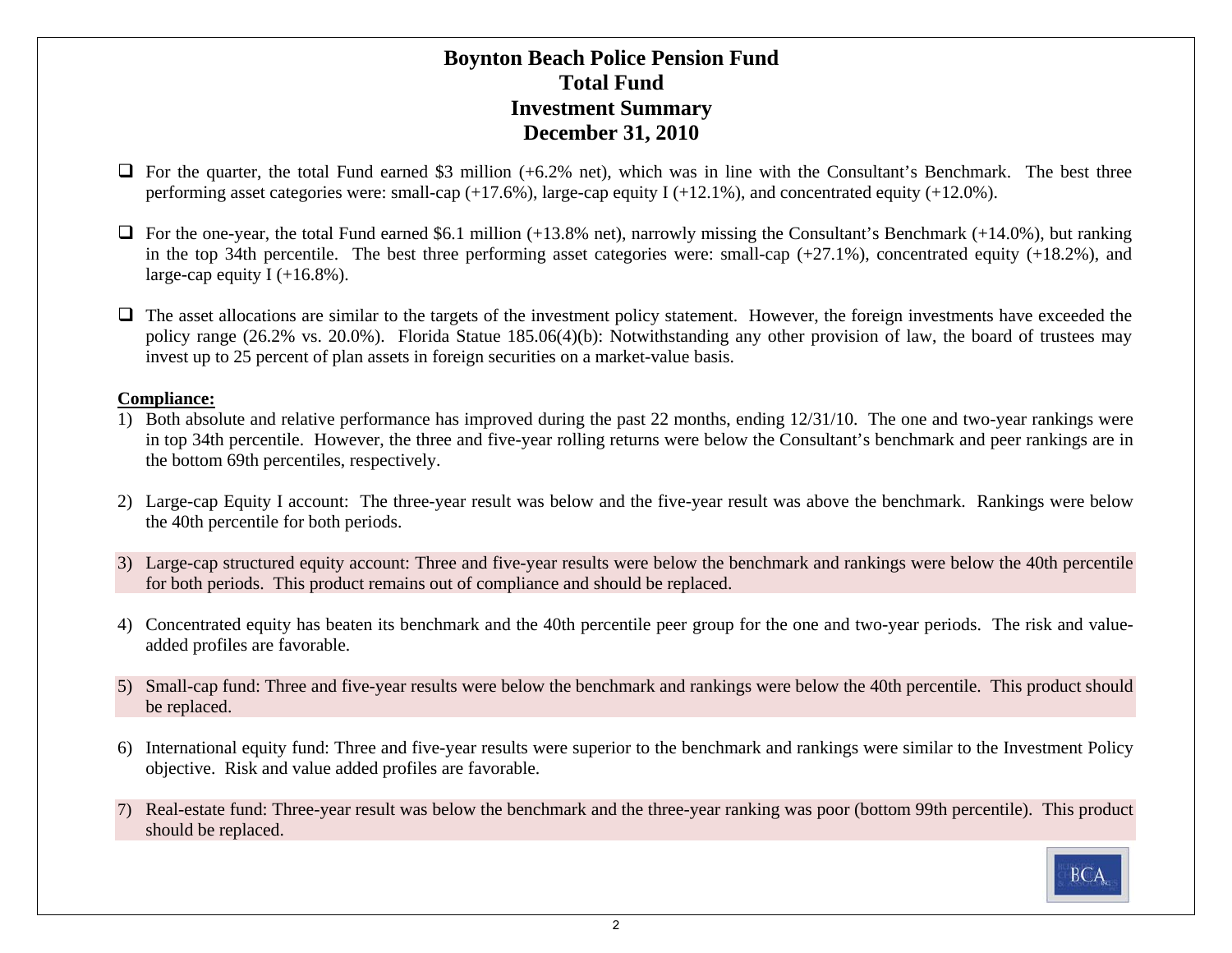# Boynton Beach Police Pension Fund
# Total Fund
# Investment Summary
# December 31, 2010

- For the quarter, the total Fund earned $3 million (+6.2% net), which was in line with the Consultant's Benchmark. The best three performing asset categories were: small-cap (+17.6%), large-cap equity I (+12.1%), and concentrated equity (+12.0%).

- For the one-year, the total Fund earned $6.1 million (+13.8% net), narrowly missing the Consultant's Benchmark (+14.0%), but ranking in the top 34th percentile. The best three performing asset categories were: small-cap (+27.1%), concentrated equity (+18.2%), and large-cap equity I (+16.8%).

- The asset allocations are similar to the targets of the investment policy statement. However, the foreign investments have exceeded the policy range (26.2% vs. 20.0%). Florida Statue 185.06(4)(b): Notwithstanding any other provision of law, the board of trustees may invest up to 25 percent of plan assets in foreign securities on a market-value basis.

**Compliance:**

1) Both absolute and relative performance has improved during the past 22 months, ending 12/31/10. The one and two-year rankings were in top 34th percentile. However, the three and five-year rolling returns were below the Consultant's benchmark and peer rankings are in the bottom 69th percentiles, respectively.

2) Large-cap Equity I account: The three-year result was below and the five-year result was above the benchmark. Rankings were below the 40th percentile for both periods.

3) Large-cap structured equity account: Three and five-year results were below the benchmark and rankings were below the 40th percentile for both periods. This product remains out of compliance and should be replaced.

4) Concentrated equity has beaten its benchmark and the 40th percentile peer group for the one and two-year periods. The risk and value-added profiles are favorable.

5) Small-cap fund: Three and five-year results were below the benchmark and rankings were below the 40th percentile. This product should be replaced.

6) International equity fund: Three and five-year results were superior to the benchmark and rankings were similar to the Investment Policy objective. Risk and value added profiles are favorable.

7) Real-estate fund: Three-year result was below the benchmark and the three-year ranking was poor (bottom 99th percentile). This product should be replaced.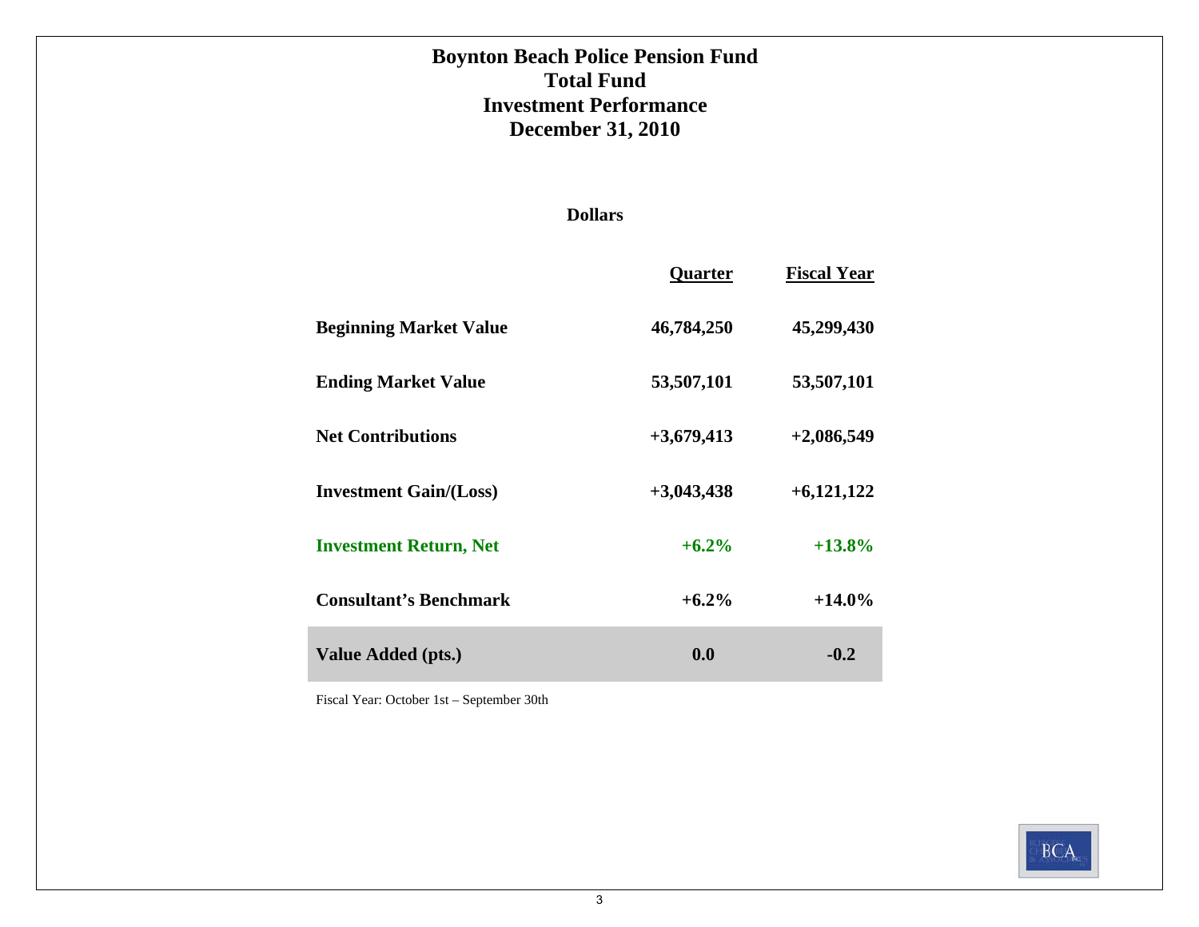# Boynton Beach Police Pension Fund
# Total Fund
# Investment Performance
# December 31, 2010

**Dollars**

| | Quarter | Fiscal Year |
|---|---|---|
| **Beginning Market Value** | **46,784,250** | **45,299,430** |
| **Ending Market Value** | **53,507,101** | **53,507,101** |
| **Net Contributions** | **+3,679,413** | **+2,086,549** |
| **Investment Gain/(Loss)** | **+3,043,438** | **+6,121,122** |
| **Investment Return, Net** | **+6.2%** | **+13.8%** |
| **Consultant's Benchmark** | **+6.2%** | **+14.0%** |
| **Value Added (pts.)** | **0.0** | **-0.2** |

Fiscal Year: October 1st – September 30th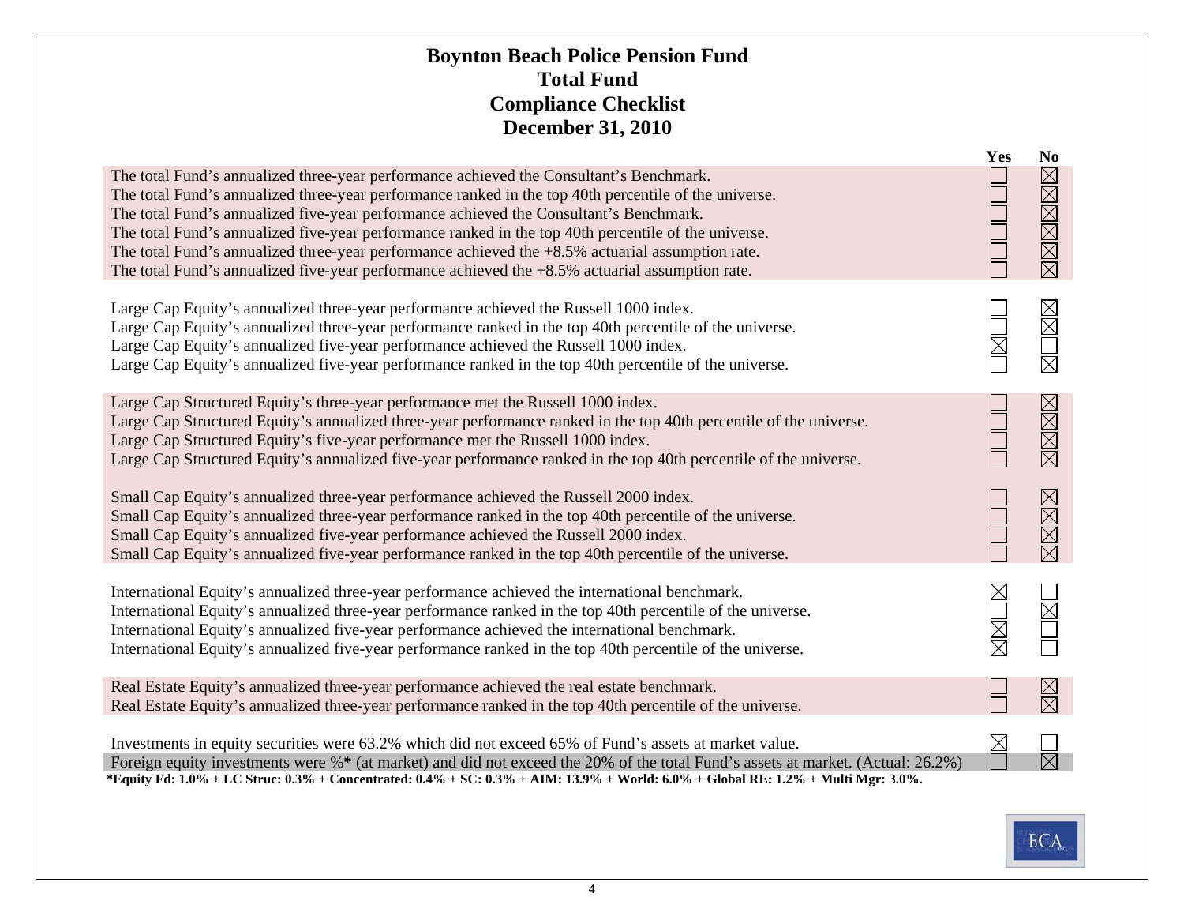# Boynton Beach Police Pension Fund
## Total Fund
## Compliance Checklist
## December 31, 2010

| | Yes | No |
|---|---|---|
| The total Fund's annualized three-year performance achieved the Consultant's Benchmark. | ☐ | ☒ |
| The total Fund's annualized three-year performance ranked in the top 40th percentile of the universe. | ☐ | ☒ |
| The total Fund's annualized five-year performance achieved the Consultant's Benchmark. | ☐ | ☒ |
| The total Fund's annualized five-year performance ranked in the top 40th percentile of the universe. | ☐ | ☒ |
| The total Fund's annualized three-year performance achieved the +8.5% actuarial assumption rate. | ☐ | ☒ |
| The total Fund's annualized five-year performance achieved the +8.5% actuarial assumption rate. | ☐ | ☒ |
| Large Cap Equity's annualized three-year performance achieved the Russell 1000 index. | ☐ | ☒ |
| Large Cap Equity's annualized three-year performance ranked in the top 40th percentile of the universe. | ☐ | ☒ |
| Large Cap Equity's annualized five-year performance achieved the Russell 1000 index. | ☒ | ☐ |
| Large Cap Equity's annualized five-year performance ranked in the top 40th percentile of the universe. | ☐ | ☒ |
| Large Cap Structured Equity's three-year performance met the Russell 1000 index. | ☐ | ☒ |
| Large Cap Structured Equity's annualized three-year performance ranked in the top 40th percentile of the universe. | ☐ | ☒ |
| Large Cap Structured Equity's five-year performance met the Russell 1000 index. | ☐ | ☒ |
| Large Cap Structured Equity's annualized five-year performance ranked in the top 40th percentile of the universe. | ☐ | ☒ |
| Small Cap Equity's annualized three-year performance achieved the Russell 2000 index. | ☐ | ☒ |
| Small Cap Equity's annualized three-year performance ranked in the top 40th percentile of the universe. | ☐ | ☒ |
| Small Cap Equity's annualized five-year performance achieved the Russell 2000 index. | ☐ | ☒ |
| Small Cap Equity's annualized five-year performance ranked in the top 40th percentile of the universe. | ☐ | ☒ |
| International Equity's annualized three-year performance achieved the international benchmark. | ☒ | ☐ |
| International Equity's annualized three-year performance ranked in the top 40th percentile of the universe. | ☐ | ☒ |
| International Equity's annualized five-year performance achieved the international benchmark. | ☒ | ☐ |
| International Equity's annualized five-year performance ranked in the top 40th percentile of the universe. | ☒ | ☐ |
| Real Estate Equity's annualized three-year performance achieved the real estate benchmark. | ☐ | ☒ |
| Real Estate Equity's annualized three-year performance ranked in the top 40th percentile of the universe. | ☐ | ☒ |
| Investments in equity securities were 63.2% which did not exceed 65% of Fund's assets at market value. | ☒ | ☐ |
| Foreign equity investments were %**\*** (at market) and did not exceed the 20% of the total Fund's assets at market. (Actual: 26.2%) | ☐ | ☒ |

**\*Equity Fd: 1.0% + LC Struc: 0.3% + Concentrated: 0.4% + SC: 0.3% + AIM: 13.9% + World: 6.0% + Global RE: 1.2% + Multi Mgr: 3.0%.**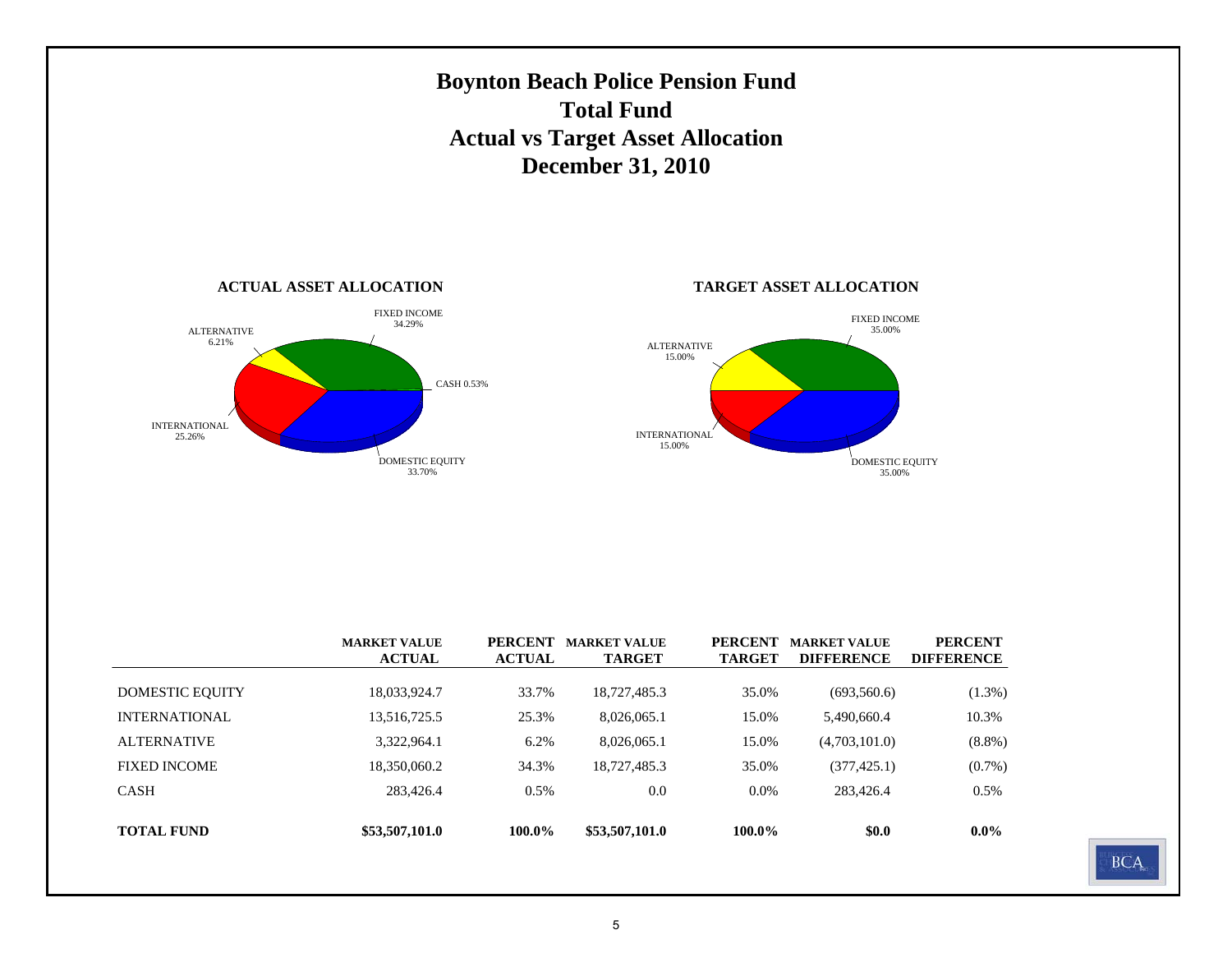# Boynton Beach Police Pension Fund
# Total Fund
# Actual vs Target Asset Allocation
# December 31, 2010

**ACTUAL ASSET ALLOCATION**

FIXED INCOME
34.29%
ALTERNATIVE
6.21%
CASH 0.53%
INTERNATIONAL
25.26%
DOMESTIC EQUITY
33.70%

**TARGET ASSET ALLOCATION**

FIXED INCOME
35.00%
ALTERNATIVE
15.00%
INTERNATIONAL
15.00%
DOMESTIC EQUITY
35.00%

| | MARKET VALUE ACTUAL | PERCENT ACTUAL | MARKET VALUE TARGET | PERCENT TARGET | MARKET VALUE DIFFERENCE | PERCENT DIFFERENCE |
|---|---|---|---|---|---|---|
| DOMESTIC EQUITY | 18,033,924.7 | 33.7% | 18,727,485.3 | 35.0% | (693,560.6) | (1.3%) |
| INTERNATIONAL | 13,516,725.5 | 25.3% | 8,026,065.1 | 15.0% | 5,490,660.4 | 10.3% |
| ALTERNATIVE | 3,322,964.1 | 6.2% | 8,026,065.1 | 15.0% | (4,703,101.0) | (8.8%) |
| FIXED INCOME | 18,350,060.2 | 34.3% | 18,727,485.3 | 35.0% | (377,425.1) | (0.7%) |
| CASH | 283,426.4 | 0.5% | 0.0 | 0.0% | 283,426.4 | 0.5% |
| **TOTAL FUND** | **$53,507,101.0** | **100.0%** | **$53,507,101.0** | **100.0%** | **$0.0** | **0.0%** |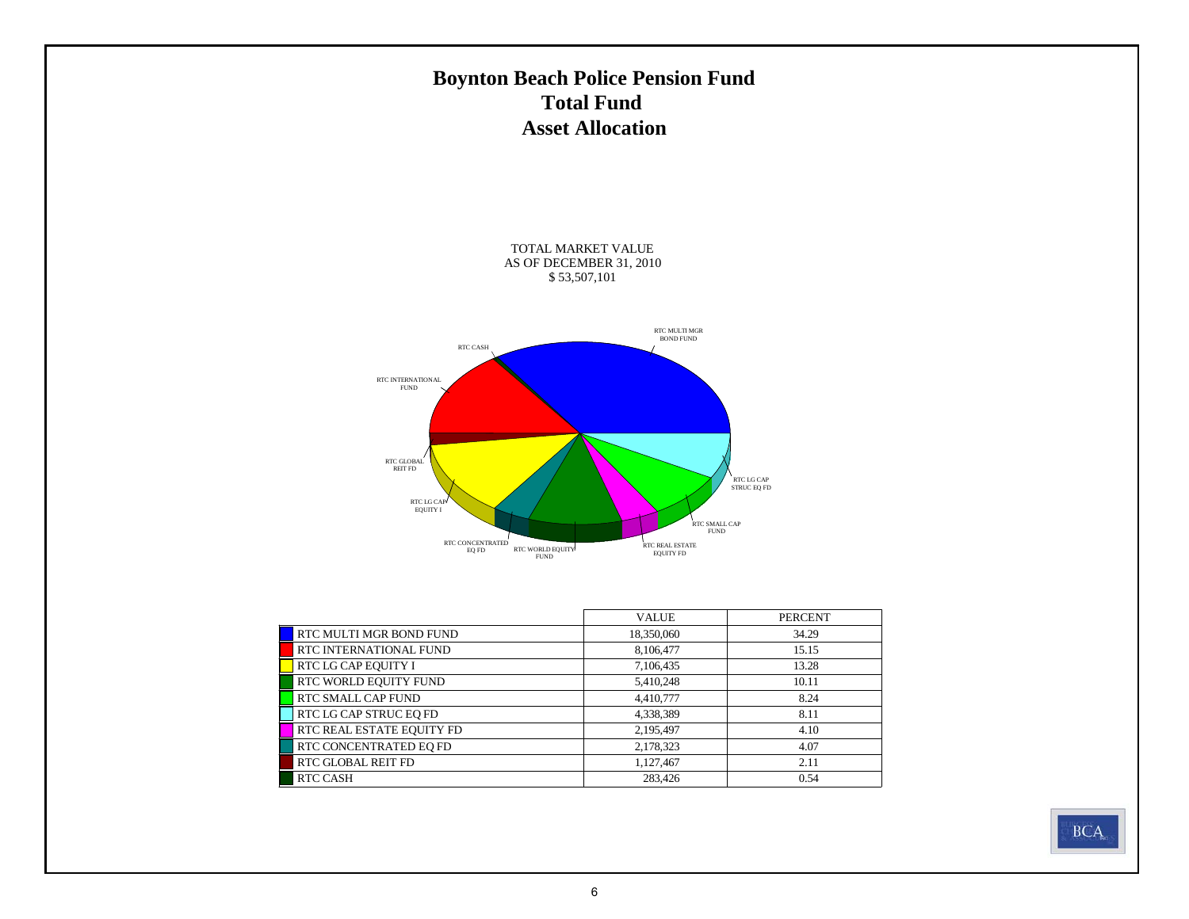# Boynton Beach Police Pension Fund
## Total Fund
## Asset Allocation

TOTAL MARKET VALUE
AS OF DECEMBER 31, 2010
$ 53,507,101

RTC MULTI MGR BOND FUND
RTC CASH
RTC INTERNATIONAL FUND
RTC GLOBAL REIT FD
RTC LG CAP EQUITY I
RTC CONCENTRATED EQ FD
RTC WORLD EQUITY FUND
RTC REAL ESTATE EQUITY FD
RTC SMALL CAP FUND
RTC LG CAP STRUC EQ FD

| | VALUE | PERCENT |
|---|---|---|
| RTC MULTI MGR BOND FUND | 18,350,060 | 34.29 |
| RTC INTERNATIONAL FUND | 8,106,477 | 15.15 |
| RTC LG CAP EQUITY I | 7,106,435 | 13.28 |
| RTC WORLD EQUITY FUND | 5,410,248 | 10.11 |
| RTC SMALL CAP FUND | 4,410,777 | 8.24 |
| RTC LG CAP STRUC EQ FD | 4,338,389 | 8.11 |
| RTC REAL ESTATE EQUITY FD | 2,195,497 | 4.10 |
| RTC CONCENTRATED EQ FD | 2,178,323 | 4.07 |
| RTC GLOBAL REIT FD | 1,127,467 | 2.11 |
| RTC CASH | 283,426 | 0.54 |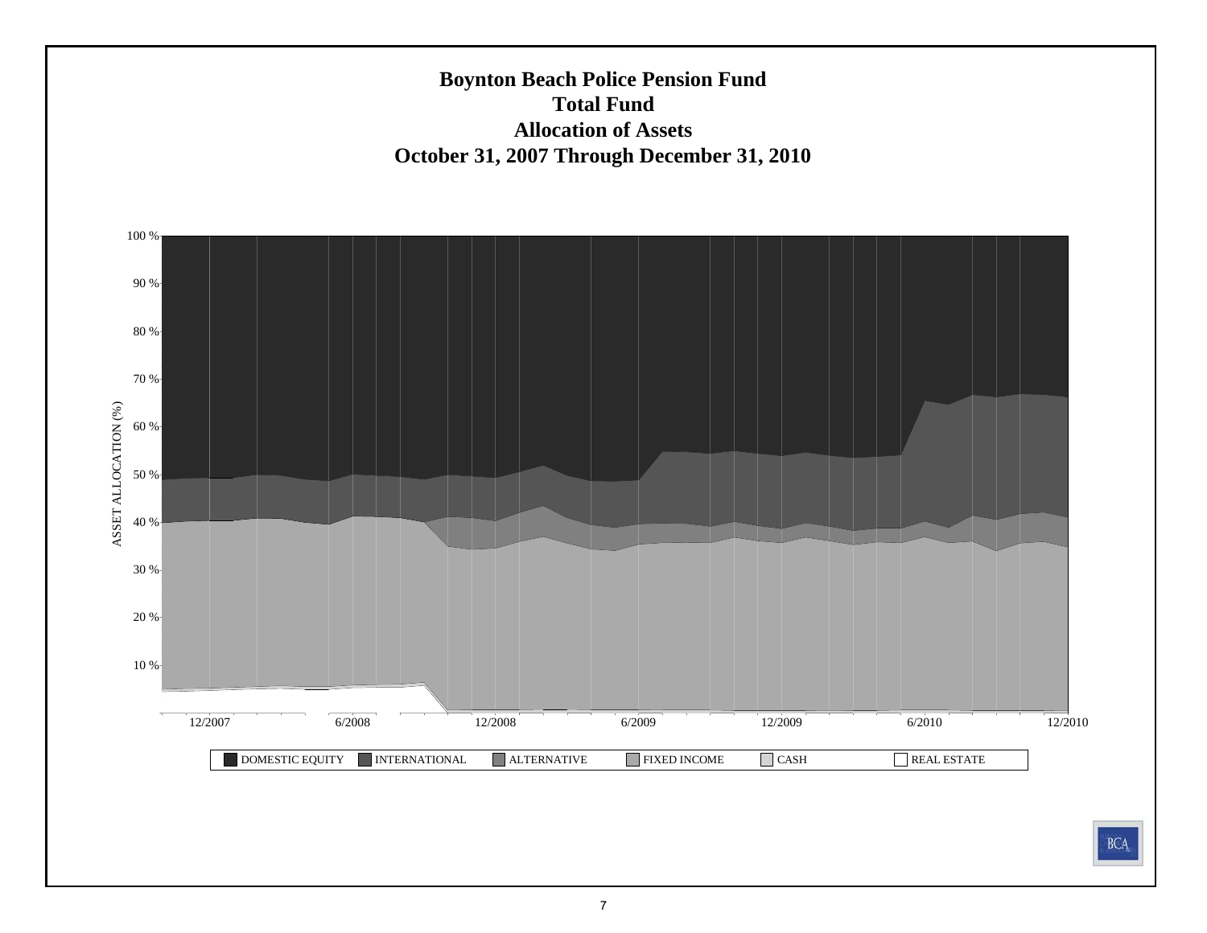# Boynton Beach Police Pension Fund
## Total Fund
## Allocation of Assets
## October 31, 2007 Through December 31, 2010

ASSET ALLOCATION (%)

100 %
90 %
80 %
70 %
60 %
50 %
40 %
30 %
20 %
10 %

12/2007
6/2008
12/2008
6/2009
12/2009
6/2010
12/2010

DOMESTIC EQUITY
INTERNATIONAL
ALTERNATIVE
FIXED INCOME
CASH
REAL ESTATE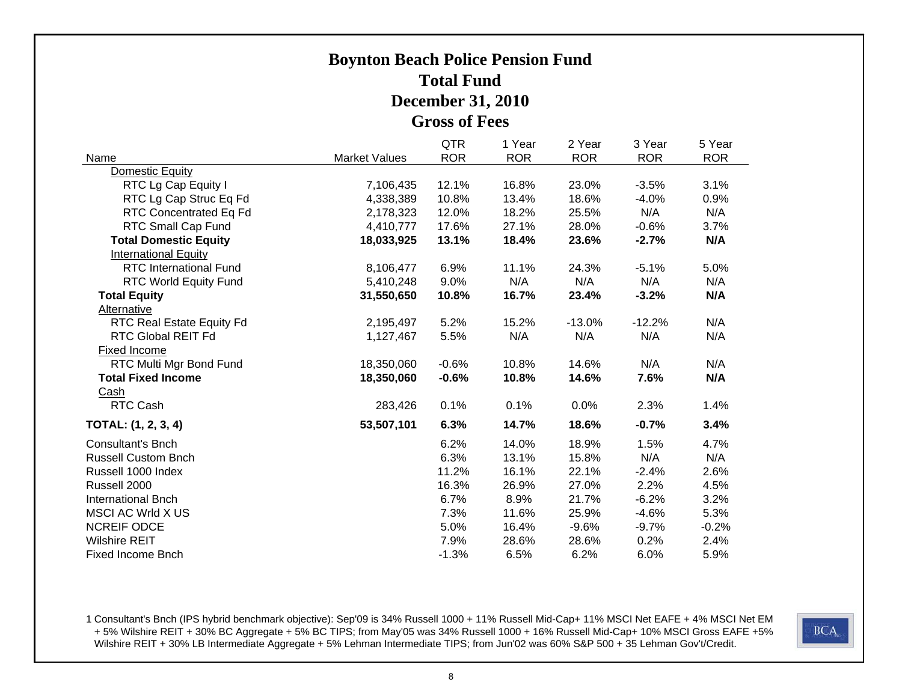# Boynton Beach Police Pension Fund
## Total Fund
## December 31, 2010
## Gross of Fees

| Name | Market Values | QTR ROR | 1 Year ROR | 2 Year ROR | 3 Year ROR | 5 Year ROR |
|---|---|---|---|---|---|---|
| Domestic Equity | | | | | | |
| RTC Lg Cap Equity I | 7,106,435 | 12.1% | 16.8% | 23.0% | -3.5% | 3.1% |
| RTC Lg Cap Struc Eq Fd | 4,338,389 | 10.8% | 13.4% | 18.6% | -4.0% | 0.9% |
| RTC Concentrated Eq Fd | 2,178,323 | 12.0% | 18.2% | 25.5% | N/A | N/A |
| RTC Small Cap Fund | 4,410,777 | 17.6% | 27.1% | 28.0% | -0.6% | 3.7% |
| **Total Domestic Equity** | **18,033,925** | **13.1%** | **18.4%** | **23.6%** | **-2.7%** | **N/A** |
| International Equity | | | | | | |
| RTC International Fund | 8,106,477 | 6.9% | 11.1% | 24.3% | -5.1% | 5.0% |
| RTC World Equity Fund | 5,410,248 | 9.0% | N/A | N/A | N/A | N/A |
| **Total Equity** | **31,550,650** | **10.8%** | **16.7%** | **23.4%** | **-3.2%** | **N/A** |
| Alternative | | | | | | |
| RTC Real Estate Equity Fd | 2,195,497 | 5.2% | 15.2% | -13.0% | -12.2% | N/A |
| RTC Global REIT Fd | 1,127,467 | 5.5% | N/A | N/A | N/A | N/A |
| Fixed Income | | | | | | |
| RTC Multi Mgr Bond Fund | 18,350,060 | -0.6% | 10.8% | 14.6% | N/A | N/A |
| **Total Fixed Income** | **18,350,060** | **-0.6%** | **10.8%** | **14.6%** | **7.6%** | **N/A** |
| Cash | | | | | | |
| RTC Cash | 283,426 | 0.1% | 0.1% | 0.0% | 2.3% | 1.4% |
| **TOTAL: (1, 2, 3, 4)** | **53,507,101** | **6.3%** | **14.7%** | **18.6%** | **-0.7%** | **3.4%** |
| Consultant's Bnch | | 6.2% | 14.0% | 18.9% | 1.5% | 4.7% |
| Russell Custom Bnch | | 6.3% | 13.1% | 15.8% | N/A | N/A |
| Russell 1000 Index | | 11.2% | 16.1% | 22.1% | -2.4% | 2.6% |
| Russell 2000 | | 16.3% | 26.9% | 27.0% | 2.2% | 4.5% |
| International Bnch | | 6.7% | 8.9% | 21.7% | -6.2% | 3.2% |
| MSCI AC Wrld X US | | 7.3% | 11.6% | 25.9% | -4.6% | 5.3% |
| NCREIF ODCE | | 5.0% | 16.4% | -9.6% | -9.7% | -0.2% |
| Wilshire REIT | | 7.9% | 28.6% | 28.6% | 0.2% | 2.4% |
| Fixed Income Bnch | | -1.3% | 6.5% | 6.2% | 6.0% | 5.9% |

1 Consultant's Bnch (IPS hybrid benchmark objective): Sep'09 is 34% Russell 1000 + 11% Russell Mid-Cap+ 11% MSCI Net EAFE + 4% MSCI Net EM + 5% Wilshire REIT + 30% BC Aggregate + 5% BC TIPS; from May'05 was 34% Russell 1000 + 16% Russell Mid-Cap+ 10% MSCI Gross EAFE +5% Wilshire REIT + 30% LB Intermediate Aggregate + 5% Lehman Intermediate TIPS; from Jun'02 was 60% S&P 500 + 35 Lehman Gov't/Credit.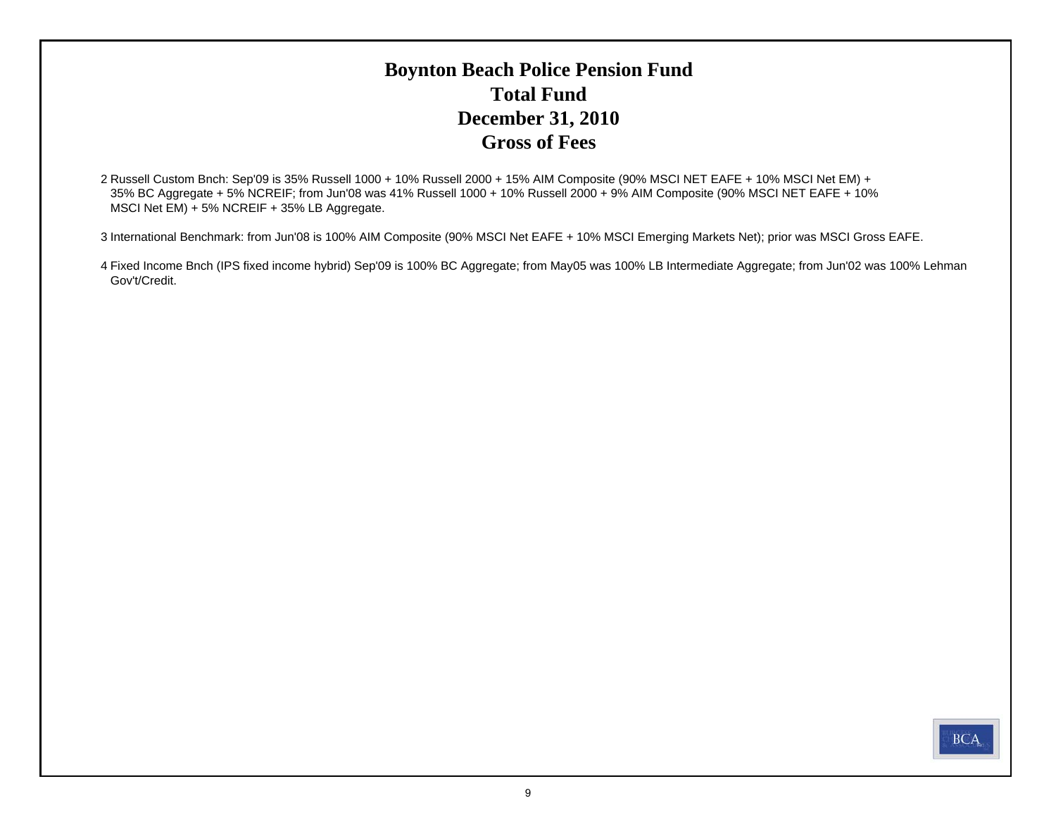# Boynton Beach Police Pension Fund
## Total Fund
## December 31, 2010
## Gross of Fees

2 Russell Custom Bnch: Sep'09 is 35% Russell 1000 + 10% Russell 2000 + 15% AIM Composite (90% MSCI NET EAFE + 10% MSCI Net EM) + 35% BC Aggregate + 5% NCREIF; from Jun'08 was 41% Russell 1000 + 10% Russell 2000 + 9% AIM Composite (90% MSCI NET EAFE + 10% MSCI Net EM) + 5% NCREIF + 35% LB Aggregate.

3 International Benchmark: from Jun'08 is 100% AIM Composite (90% MSCI Net EAFE + 10% MSCI Emerging Markets Net); prior was MSCI Gross EAFE.

4 Fixed Income Bnch (IPS fixed income hybrid) Sep'09 is 100% BC Aggregate; from May05 was 100% LB Intermediate Aggregate; from Jun'02 was 100% Lehman Gov't/Credit.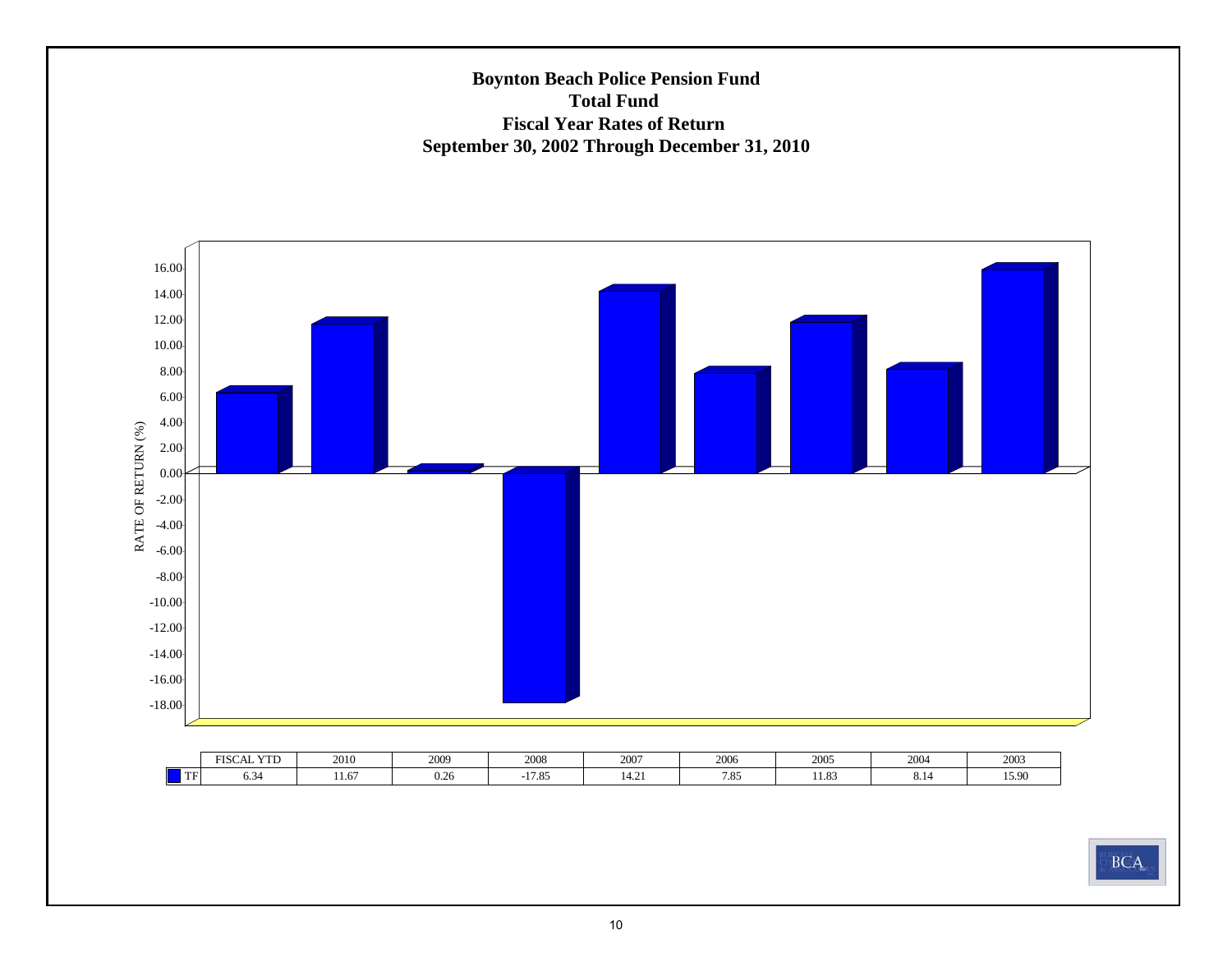**Boynton Beach Police Pension Fund**
**Total Fund**
**Fiscal Year Rates of Return**
**September 30, 2002 Through December 31, 2010**

RATE OF RETURN (%)

16.00
14.00
12.00
10.00
8.00
6.00
4.00
2.00
0.00
-2.00
-4.00
-6.00
-8.00
-10.00
-12.00
-14.00
-16.00
-18.00

| | FISCAL YTD | 2010 | 2009 | 2008 | 2007 | 2006 | 2005 | 2004 | 2003 |
|---|---|---|---|---|---|---|---|---|---|
| TF | 6.34 | 11.67 | 0.26 | -17.85 | 14.21 | 7.85 | 11.83 | 8.14 | 15.90 |

BCA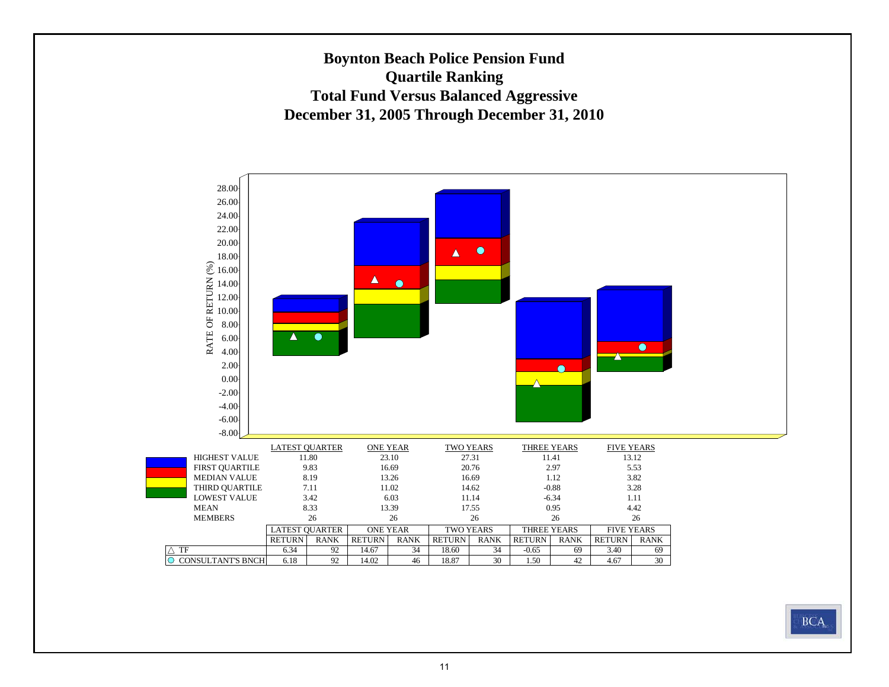# Boynton Beach Police Pension Fund
## Quartile Ranking
## Total Fund Versus Balanced Aggressive
## December 31, 2005 Through December 31, 2010

RATE OF RETURN (%)

28.00
26.00
24.00
22.00
20.00
18.00
16.00
14.00
12.00
10.00
8.00
6.00
4.00
2.00
0.00
-2.00
-4.00
-6.00
-8.00

| | LATEST QUARTER | ONE YEAR | TWO YEARS | THREE YEARS | FIVE YEARS |
|---|---|---|---|---|---|
| HIGHEST VALUE | 11.80 | 23.10 | 27.31 | 11.41 | 13.12 |
| FIRST QUARTILE | 9.83 | 16.69 | 20.76 | 2.97 | 5.53 |
| MEDIAN VALUE | 8.19 | 13.26 | 16.69 | 1.12 | 3.82 |
| THIRD QUARTILE | 7.11 | 11.02 | 14.62 | -0.88 | 3.28 |
| LOWEST VALUE | 3.42 | 6.03 | 11.14 | -6.34 | 1.11 |
| MEAN | 8.33 | 13.39 | 17.55 | 0.95 | 4.42 |
| MEMBERS | 26 | 26 | 26 | 26 | 26 |

| | LATEST QUARTER | | ONE YEAR | | TWO YEARS | | THREE YEARS | | FIVE YEARS | |
|---|---|---|---|---|---|---|---|---|---|---|
| | RETURN | RANK | RETURN | RANK | RETURN | RANK | RETURN | RANK | RETURN | RANK |
| △ TF | 6.34 | 92 | 14.67 | 34 | 18.60 | 34 | -0.65 | 69 | 3.40 | 69 |
| ○ CONSULTANT'S BNCH | 6.18 | 92 | 14.02 | 46 | 18.87 | 30 | 1.50 | 42 | 4.67 | 30 |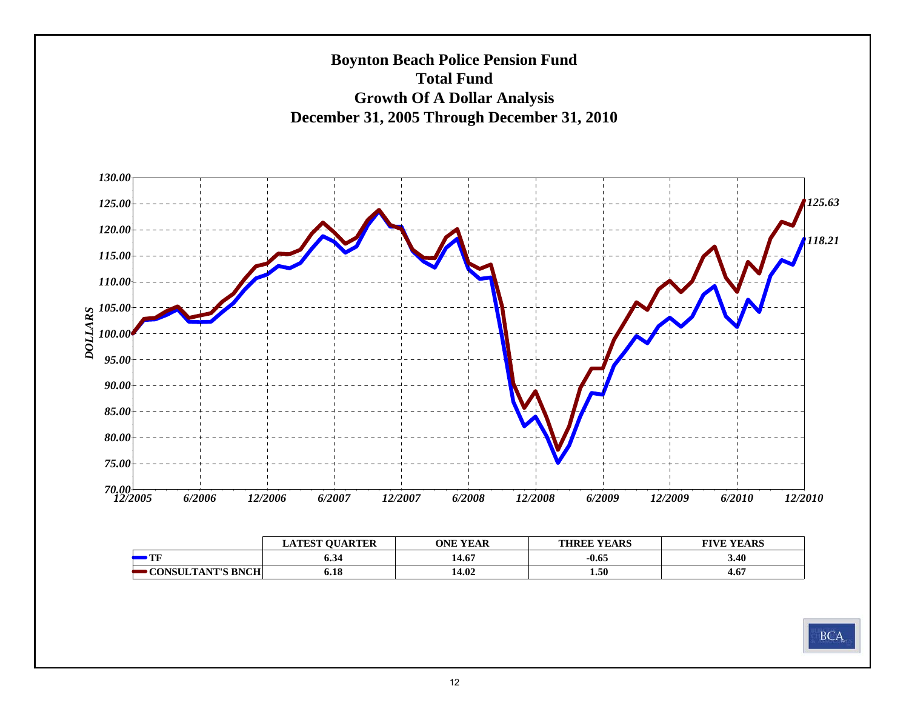# Boynton Beach Police Pension Fund
## Total Fund
## Growth Of A Dollar Analysis
## December 31, 2005 Through December 31, 2010

|  | LATEST QUARTER | ONE YEAR | THREE YEARS | FIVE YEARS |
|---|---|---|---|---|
| TF | 6.34 | 14.67 | -0.65 | 3.40 |
| CONSULTANT'S BNCH | 6.18 | 14.02 | 1.50 | 4.67 |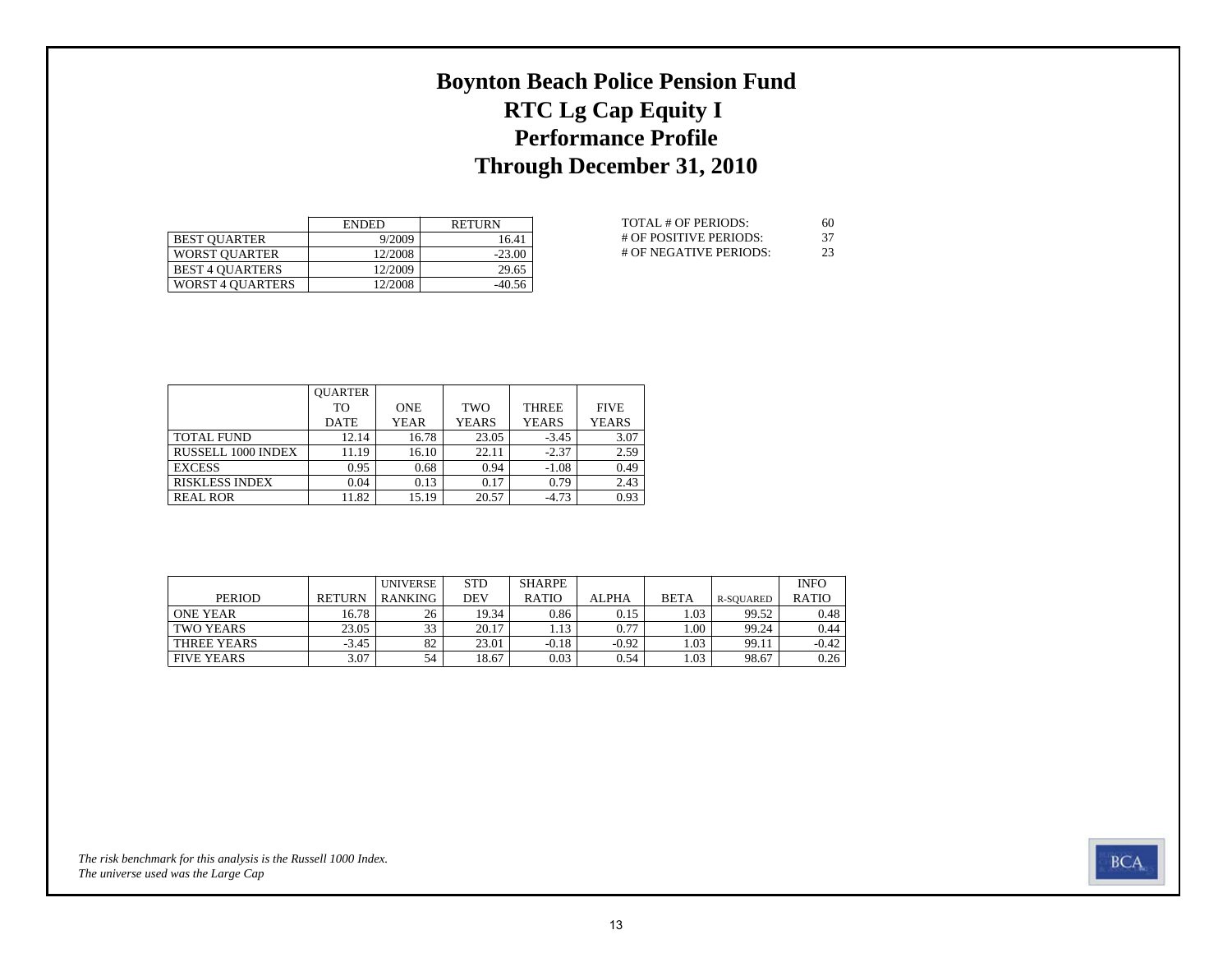# Boynton Beach Police Pension Fund
## RTC Lg Cap Equity I
## Performance Profile
## Through December 31, 2010

| | ENDED | RETURN |
|---|---|---|
| BEST QUARTER | 9/2009 | 16.41 |
| WORST QUARTER | 12/2008 | -23.00 |
| BEST 4 QUARTERS | 12/2009 | 29.65 |
| WORST 4 QUARTERS | 12/2008 | -40.56 |

| | |
|---|---|
| TOTAL # OF PERIODS: | 60 |
| # OF POSITIVE PERIODS: | 37 |
| # OF NEGATIVE PERIODS: | 23 |

| | QUARTER TO DATE | ONE YEAR | TWO YEARS | THREE YEARS | FIVE YEARS |
|---|---|---|---|---|---|
| TOTAL FUND | 12.14 | 16.78 | 23.05 | -3.45 | 3.07 |
| RUSSELL 1000 INDEX | 11.19 | 16.10 | 22.11 | -2.37 | 2.59 |
| EXCESS | 0.95 | 0.68 | 0.94 | -1.08 | 0.49 |
| RISKLESS INDEX | 0.04 | 0.13 | 0.17 | 0.79 | 2.43 |
| REAL ROR | 11.82 | 15.19 | 20.57 | -4.73 | 0.93 |

| PERIOD | RETURN | UNIVERSE RANKING | STD DEV | SHARPE RATIO | ALPHA | BETA | R-SQUARED | INFO RATIO |
|---|---|---|---|---|---|---|---|---|
| ONE YEAR | 16.78 | 26 | 19.34 | 0.86 | 0.15 | 1.03 | 99.52 | 0.48 |
| TWO YEARS | 23.05 | 33 | 20.17 | 1.13 | 0.77 | 1.00 | 99.24 | 0.44 |
| THREE YEARS | -3.45 | 82 | 23.01 | -0.18 | -0.92 | 1.03 | 99.11 | -0.42 |
| FIVE YEARS | 3.07 | 54 | 18.67 | 0.03 | 0.54 | 1.03 | 98.67 | 0.26 |

*The risk benchmark for this analysis is the Russell 1000 Index.*
*The universe used was the Large Cap*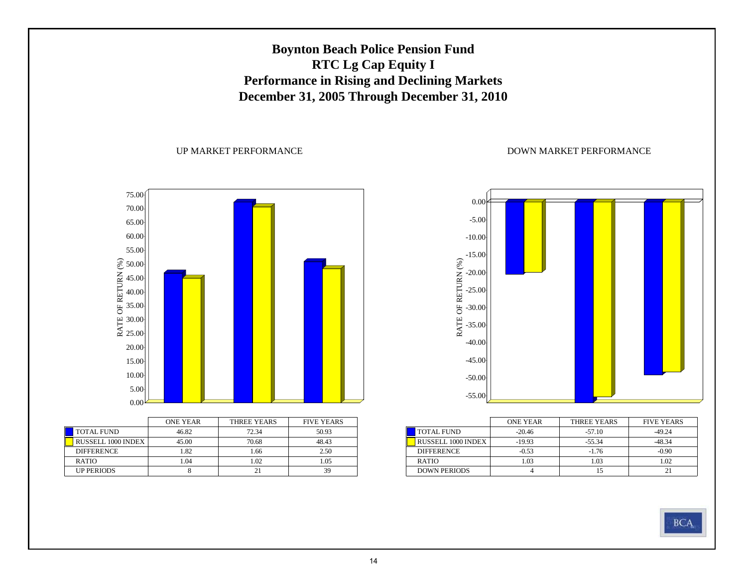# Boynton Beach Police Pension Fund
## RTC Lg Cap Equity I
## Performance in Rising and Declining Markets
## December 31, 2005 Through December 31, 2010

UP MARKET PERFORMANCE

RATE OF RETURN (%)

75.00
70.00
65.00
60.00
55.00
50.00
45.00
40.00
35.00
30.00
25.00
20.00
15.00
10.00
5.00
0.00

| | ONE YEAR | THREE YEARS | FIVE YEARS |
|---|---|---|---|
| TOTAL FUND | 46.82 | 72.34 | 50.93 |
| RUSSELL 1000 INDEX | 45.00 | 70.68 | 48.43 |
| DIFFERENCE | 1.82 | 1.66 | 2.50 |
| RATIO | 1.04 | 1.02 | 1.05 |
| UP PERIODS | 8 | 21 | 39 |

DOWN MARKET PERFORMANCE

RATE OF RETURN (%)

0.00
-5.00
-10.00
-15.00
-20.00
-25.00
-30.00
-35.00
-40.00
-45.00
-50.00
-55.00

| | ONE YEAR | THREE YEARS | FIVE YEARS |
|---|---|---|---|
| TOTAL FUND | -20.46 | -57.10 | -49.24 |
| RUSSELL 1000 INDEX | -19.93 | -55.34 | -48.34 |
| DIFFERENCE | -0.53 | -1.76 | -0.90 |
| RATIO | 1.03 | 1.03 | 1.02 |
| DOWN PERIODS | 4 | 15 | 21 |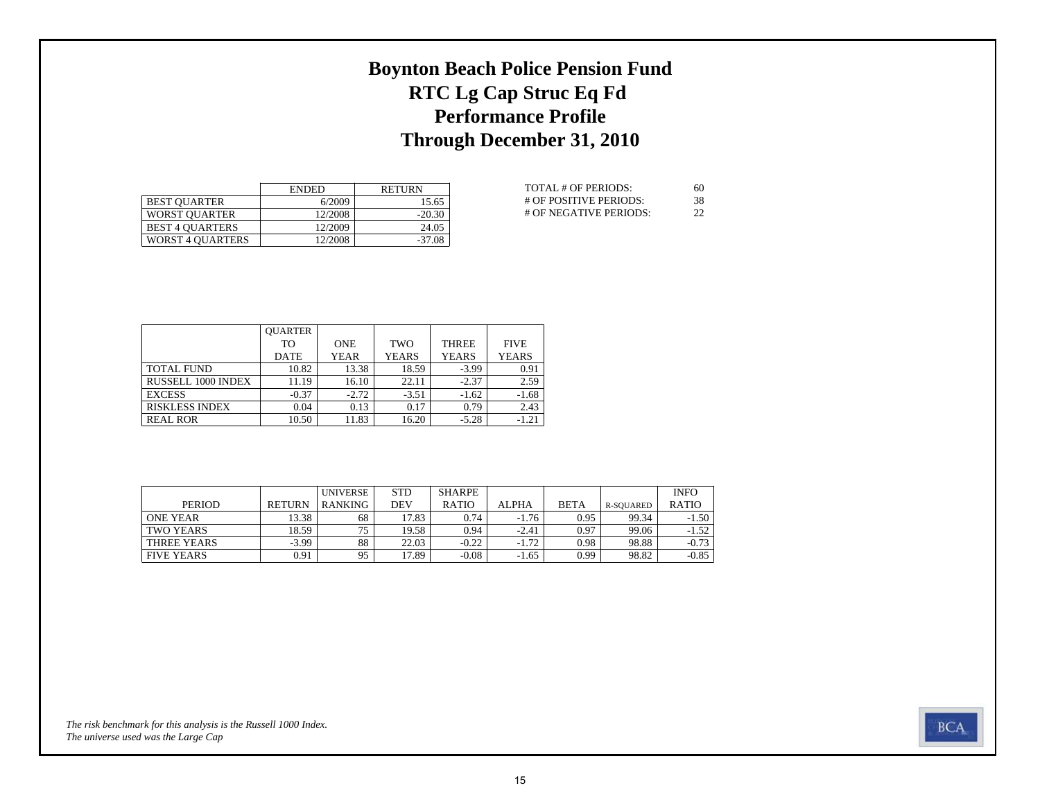# Boynton Beach Police Pension Fund
# RTC Lg Cap Struc Eq Fd
# Performance Profile
# Through December 31, 2010

| | ENDED | RETURN |
|---|---|---|
| BEST QUARTER | 6/2009 | 15.65 |
| WORST QUARTER | 12/2008 | -20.30 |
| BEST 4 QUARTERS | 12/2009 | 24.05 |
| WORST 4 QUARTERS | 12/2008 | -37.08 |

| | |
|---|---|
| TOTAL # OF PERIODS: | 60 |
| # OF POSITIVE PERIODS: | 38 |
| # OF NEGATIVE PERIODS: | 22 |

| | QUARTER TO DATE | ONE YEAR | TWO YEARS | THREE YEARS | FIVE YEARS |
|---|---|---|---|---|---|
| TOTAL FUND | 10.82 | 13.38 | 18.59 | -3.99 | 0.91 |
| RUSSELL 1000 INDEX | 11.19 | 16.10 | 22.11 | -2.37 | 2.59 |
| EXCESS | -0.37 | -2.72 | -3.51 | -1.62 | -1.68 |
| RISKLESS INDEX | 0.04 | 0.13 | 0.17 | 0.79 | 2.43 |
| REAL ROR | 10.50 | 11.83 | 16.20 | -5.28 | -1.21 |

| PERIOD | RETURN | UNIVERSE RANKING | STD DEV | SHARPE RATIO | ALPHA | BETA | R-SQUARED | INFO RATIO |
|---|---|---|---|---|---|---|---|---|
| ONE YEAR | 13.38 | 68 | 17.83 | 0.74 | -1.76 | 0.95 | 99.34 | -1.50 |
| TWO YEARS | 18.59 | 75 | 19.58 | 0.94 | -2.41 | 0.97 | 99.06 | -1.52 |
| THREE YEARS | -3.99 | 88 | 22.03 | -0.22 | -1.72 | 0.98 | 98.88 | -0.73 |
| FIVE YEARS | 0.91 | 95 | 17.89 | -0.08 | -1.65 | 0.99 | 98.82 | -0.85 |

*The risk benchmark for this analysis is the Russell 1000 Index.*
*The universe used was the Large Cap*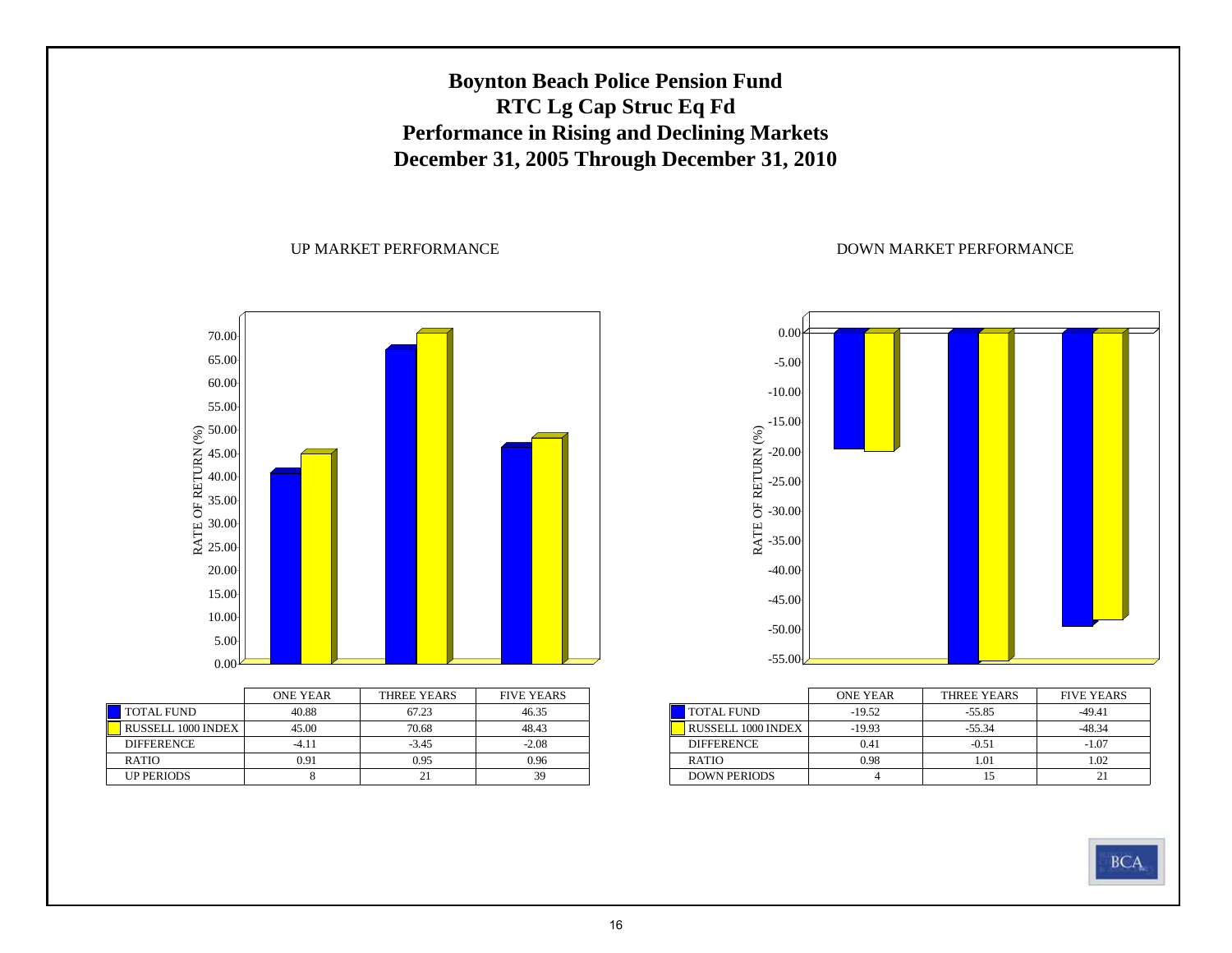# Boynton Beach Police Pension Fund
## RTC Lg Cap Struc Eq Fd
## Performance in Rising and Declining Markets
## December 31, 2005 Through December 31, 2010

UP MARKET PERFORMANCE

RATE OF RETURN (%)

0.00
5.00
10.00
15.00
20.00
25.00
30.00
35.00
40.00
45.00
50.00
55.00
60.00
65.00
70.00

| | ONE YEAR | THREE YEARS | FIVE YEARS |
|---|---|---|---|
| TOTAL FUND | 40.88 | 67.23 | 46.35 |
| RUSSELL 1000 INDEX | 45.00 | 70.68 | 48.43 |
| DIFFERENCE | -4.11 | -3.45 | -2.08 |
| RATIO | 0.91 | 0.95 | 0.96 |
| UP PERIODS | 8 | 21 | 39 |

DOWN MARKET PERFORMANCE

RATE OF RETURN (%)

0.00
-5.00
-10.00
-15.00
-20.00
-25.00
-30.00
-35.00
-40.00
-45.00
-50.00
-55.00

| | ONE YEAR | THREE YEARS | FIVE YEARS |
|---|---|---|---|
| TOTAL FUND | -19.52 | -55.85 | -49.41 |
| RUSSELL 1000 INDEX | -19.93 | -55.34 | -48.34 |
| DIFFERENCE | 0.41 | -0.51 | -1.07 |
| RATIO | 0.98 | 1.01 | 1.02 |
| DOWN PERIODS | 4 | 15 | 21 |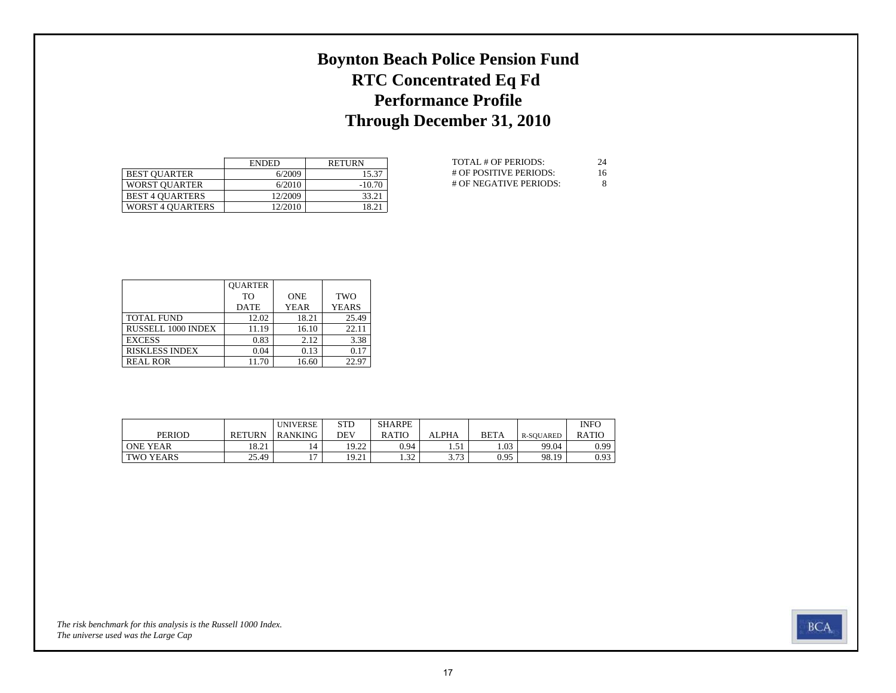# Boynton Beach Police Pension Fund
# RTC Concentrated Eq Fd
# Performance Profile
# Through December 31, 2010

| | ENDED | RETURN |
|---|---|---|
| BEST QUARTER | 6/2009 | 15.37 |
| WORST QUARTER | 6/2010 | -10.70 |
| BEST 4 QUARTERS | 12/2009 | 33.21 |
| WORST 4 QUARTERS | 12/2010 | 18.21 |

| | |
|---|---|
| TOTAL # OF PERIODS: | 24 |
| # OF POSITIVE PERIODS: | 16 |
| # OF NEGATIVE PERIODS: | 8 |

| | QUARTER TO DATE | ONE YEAR | TWO YEARS |
|---|---|---|---|
| TOTAL FUND | 12.02 | 18.21 | 25.49 |
| RUSSELL 1000 INDEX | 11.19 | 16.10 | 22.11 |
| EXCESS | 0.83 | 2.12 | 3.38 |
| RISKLESS INDEX | 0.04 | 0.13 | 0.17 |
| REAL ROR | 11.70 | 16.60 | 22.97 |

| PERIOD | RETURN | UNIVERSE RANKING | STD DEV | SHARPE RATIO | ALPHA | BETA | R-SQUARED | INFO RATIO |
|---|---|---|---|---|---|---|---|---|
| ONE YEAR | 18.21 | 14 | 19.22 | 0.94 | 1.51 | 1.03 | 99.04 | 0.99 |
| TWO YEARS | 25.49 | 17 | 19.21 | 1.32 | 3.73 | 0.95 | 98.19 | 0.93 |

*The risk benchmark for this analysis is the Russell 1000 Index.*
*The universe used was the Large Cap*

BCA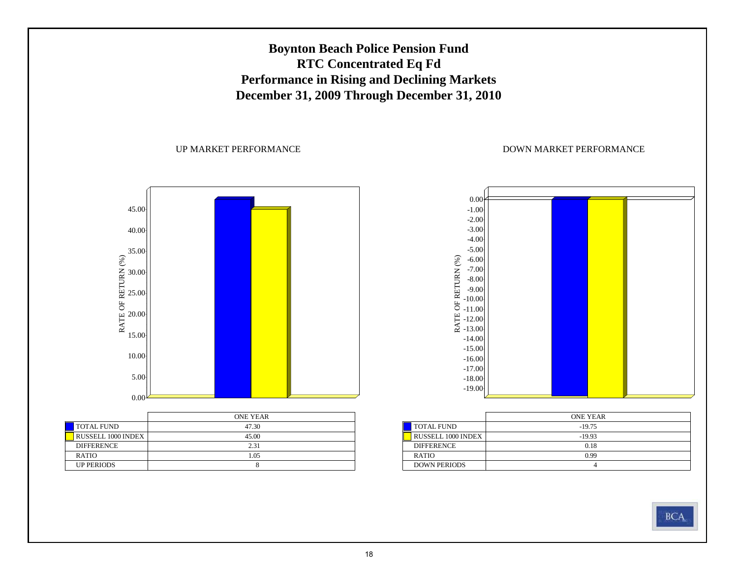# Boynton Beach Police Pension Fund
## RTC Concentrated Eq Fd
## Performance in Rising and Declining Markets
## December 31, 2009 Through December 31, 2010

UP MARKET PERFORMANCE

RATE OF RETURN (%)

45.00
40.00
35.00
30.00
25.00
20.00
15.00
10.00
5.00
0.00

| | ONE YEAR |
|---|---|
| TOTAL FUND | 47.30 |
| RUSSELL 1000 INDEX | 45.00 |
| DIFFERENCE | 2.31 |
| RATIO | 1.05 |
| UP PERIODS | 8 |

DOWN MARKET PERFORMANCE

RATE OF RETURN (%)

0.00
-1.00
-2.00
-3.00
-4.00
-5.00
-6.00
-7.00
-8.00
-9.00
-10.00
-11.00
-12.00
-13.00
-14.00
-15.00
-16.00
-17.00
-18.00
-19.00

| | ONE YEAR |
|---|---|
| TOTAL FUND | -19.75 |
| RUSSELL 1000 INDEX | -19.93 |
| DIFFERENCE | 0.18 |
| RATIO | 0.99 |
| DOWN PERIODS | 4 |

BCA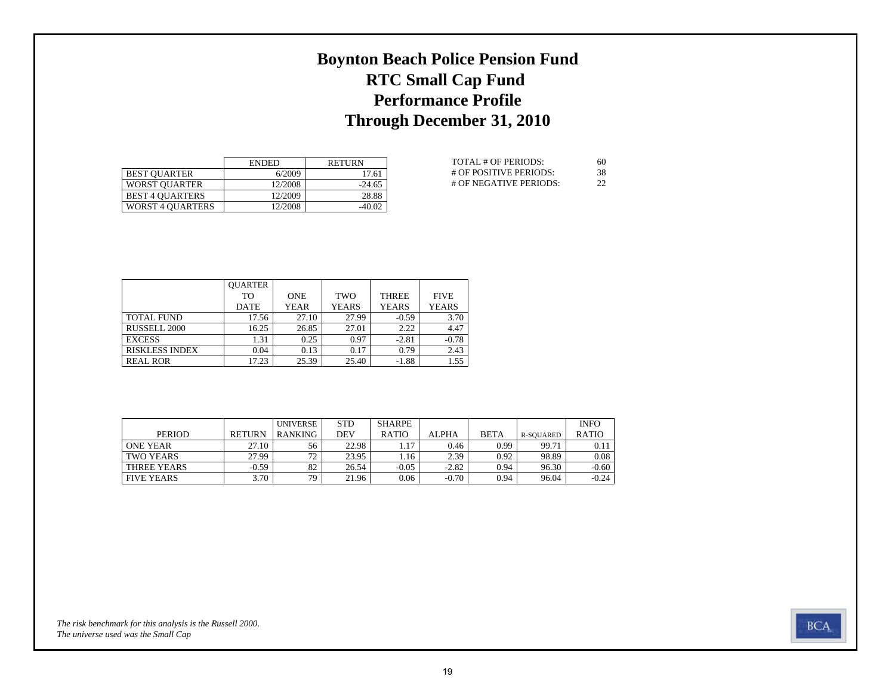# Boynton Beach Police Pension Fund
# RTC Small Cap Fund
# Performance Profile
# Through December 31, 2010

| | ENDED | RETURN |
|---|---|---|
| BEST QUARTER | 6/2009 | 17.61 |
| WORST QUARTER | 12/2008 | -24.65 |
| BEST 4 QUARTERS | 12/2009 | 28.88 |
| WORST 4 QUARTERS | 12/2008 | -40.02 |

| | |
|---|---|
| TOTAL # OF PERIODS: | 60 |
| # OF POSITIVE PERIODS: | 38 |
| # OF NEGATIVE PERIODS: | 22 |

| | QUARTER TO DATE | ONE YEAR | TWO YEARS | THREE YEARS | FIVE YEARS |
|---|---|---|---|---|---|
| TOTAL FUND | 17.56 | 27.10 | 27.99 | -0.59 | 3.70 |
| RUSSELL 2000 | 16.25 | 26.85 | 27.01 | 2.22 | 4.47 |
| EXCESS | 1.31 | 0.25 | 0.97 | -2.81 | -0.78 |
| RISKLESS INDEX | 0.04 | 0.13 | 0.17 | 0.79 | 2.43 |
| REAL ROR | 17.23 | 25.39 | 25.40 | -1.88 | 1.55 |

| PERIOD | RETURN | UNIVERSE RANKING | STD DEV | SHARPE RATIO | ALPHA | BETA | R-SQUARED | INFO RATIO |
|---|---|---|---|---|---|---|---|---|
| ONE YEAR | 27.10 | 56 | 22.98 | 1.17 | 0.46 | 0.99 | 99.71 | 0.11 |
| TWO YEARS | 27.99 | 72 | 23.95 | 1.16 | 2.39 | 0.92 | 98.89 | 0.08 |
| THREE YEARS | -0.59 | 82 | 26.54 | -0.05 | -2.82 | 0.94 | 96.30 | -0.60 |
| FIVE YEARS | 3.70 | 79 | 21.96 | 0.06 | -0.70 | 0.94 | 96.04 | -0.24 |

*The risk benchmark for this analysis is the Russell 2000.*
*The universe used was the Small Cap*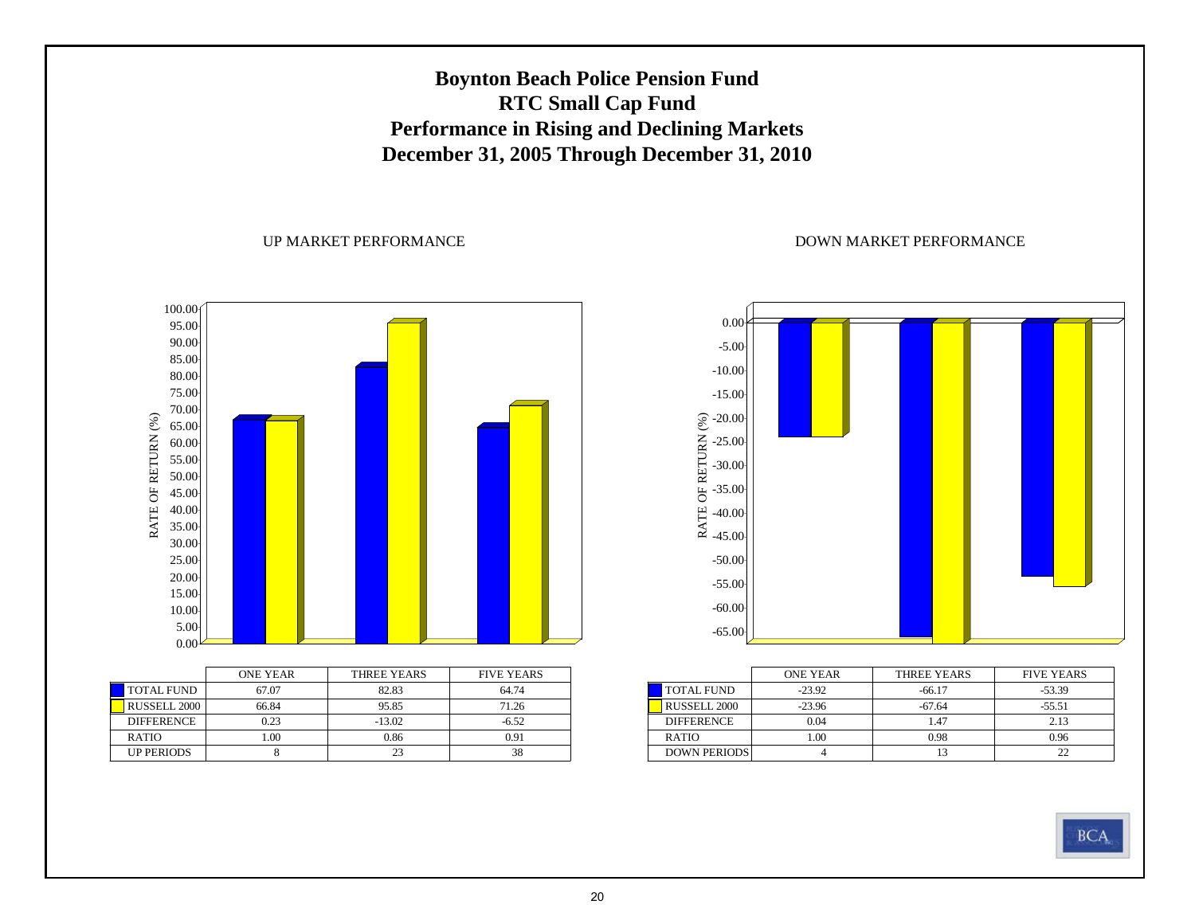# Boynton Beach Police Pension Fund
# RTC Small Cap Fund
# Performance in Rising and Declining Markets
# December 31, 2005 Through December 31, 2010

UP MARKET PERFORMANCE

RATE OF RETURN (%)

100.00
95.00
90.00
85.00
80.00
75.00
70.00
65.00
60.00
55.00
50.00
45.00
40.00
35.00
30.00
25.00
20.00
15.00
10.00
5.00
0.00

| | ONE YEAR | THREE YEARS | FIVE YEARS |
|---|---|---|---|
| TOTAL FUND | 67.07 | 82.83 | 64.74 |
| RUSSELL 2000 | 66.84 | 95.85 | 71.26 |
| DIFFERENCE | 0.23 | -13.02 | -6.52 |
| RATIO | 1.00 | 0.86 | 0.91 |
| UP PERIODS | 8 | 23 | 38 |

DOWN MARKET PERFORMANCE

RATE OF RETURN (%)

0.00
-5.00
-10.00
-15.00
-20.00
-25.00
-30.00
-35.00
-40.00
-45.00
-50.00
-55.00
-60.00
-65.00

| | ONE YEAR | THREE YEARS | FIVE YEARS |
|---|---|---|---|
| TOTAL FUND | -23.92 | -66.17 | -53.39 |
| RUSSELL 2000 | -23.96 | -67.64 | -55.51 |
| DIFFERENCE | 0.04 | 1.47 | 2.13 |
| RATIO | 1.00 | 0.98 | 0.96 |
| DOWN PERIODS | 4 | 13 | 22 |

BCA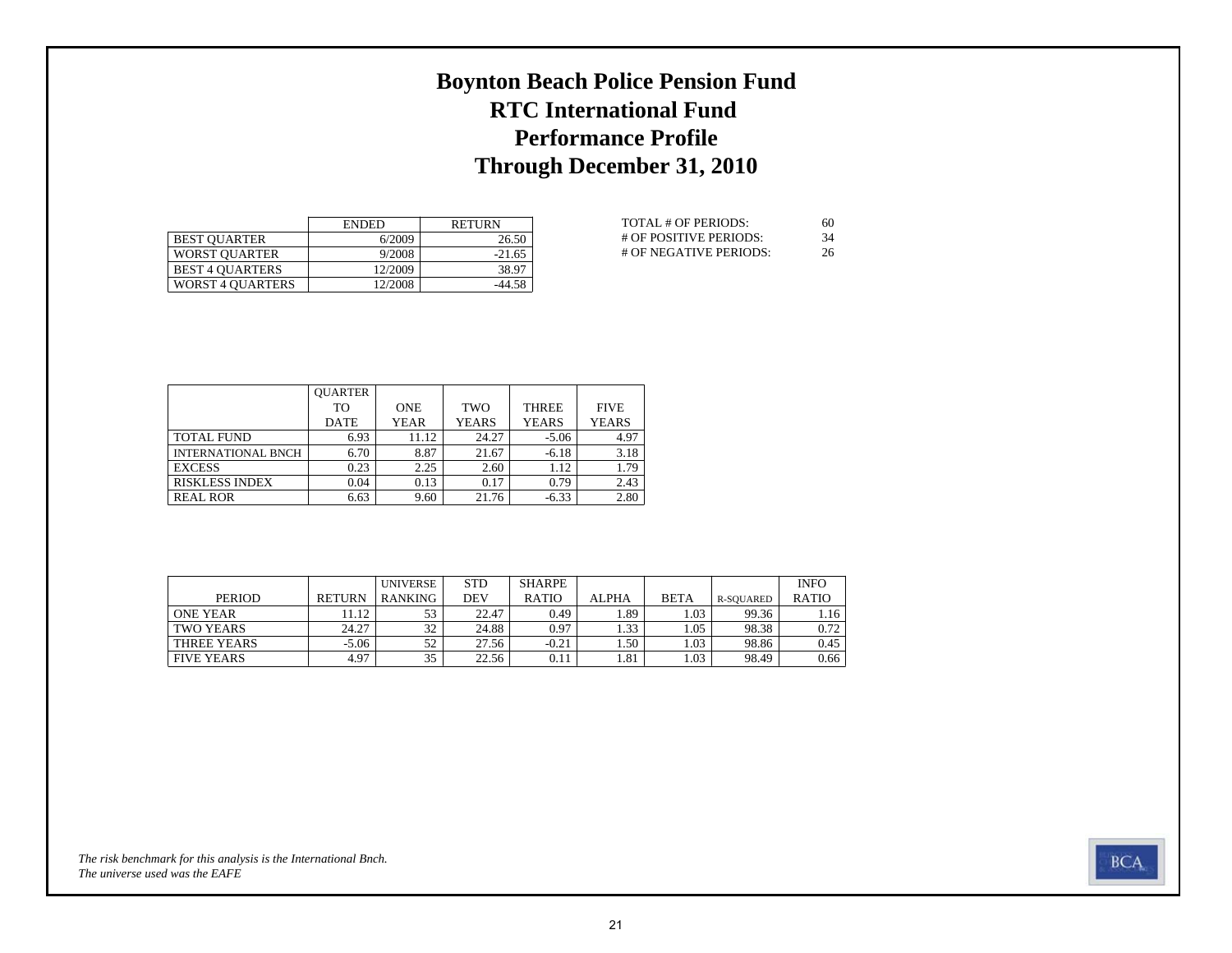# Boynton Beach Police Pension Fund
# RTC International Fund
# Performance Profile
# Through December 31, 2010

| | ENDED | RETURN |
|---|---|---|
| BEST QUARTER | 6/2009 | 26.50 |
| WORST QUARTER | 9/2008 | -21.65 |
| BEST 4 QUARTERS | 12/2009 | 38.97 |
| WORST 4 QUARTERS | 12/2008 | -44.58 |

| | |
|---|---|
| TOTAL # OF PERIODS: | 60 |
| # OF POSITIVE PERIODS: | 34 |
| # OF NEGATIVE PERIODS: | 26 |

| | QUARTER TO DATE | ONE YEAR | TWO YEARS | THREE YEARS | FIVE YEARS |
|---|---|---|---|---|---|
| TOTAL FUND | 6.93 | 11.12 | 24.27 | -5.06 | 4.97 |
| INTERNATIONAL BNCH | 6.70 | 8.87 | 21.67 | -6.18 | 3.18 |
| EXCESS | 0.23 | 2.25 | 2.60 | 1.12 | 1.79 |
| RISKLESS INDEX | 0.04 | 0.13 | 0.17 | 0.79 | 2.43 |
| REAL ROR | 6.63 | 9.60 | 21.76 | -6.33 | 2.80 |

| PERIOD | RETURN | UNIVERSE RANKING | STD DEV | SHARPE RATIO | ALPHA | BETA | R-SQUARED | INFO RATIO |
|---|---|---|---|---|---|---|---|---|
| ONE YEAR | 11.12 | 53 | 22.47 | 0.49 | 1.89 | 1.03 | 99.36 | 1.16 |
| TWO YEARS | 24.27 | 32 | 24.88 | 0.97 | 1.33 | 1.05 | 98.38 | 0.72 |
| THREE YEARS | -5.06 | 52 | 27.56 | -0.21 | 1.50 | 1.03 | 98.86 | 0.45 |
| FIVE YEARS | 4.97 | 35 | 22.56 | 0.11 | 1.81 | 1.03 | 98.49 | 0.66 |

*The risk benchmark for this analysis is the International Bnch.*
*The universe used was the EAFE*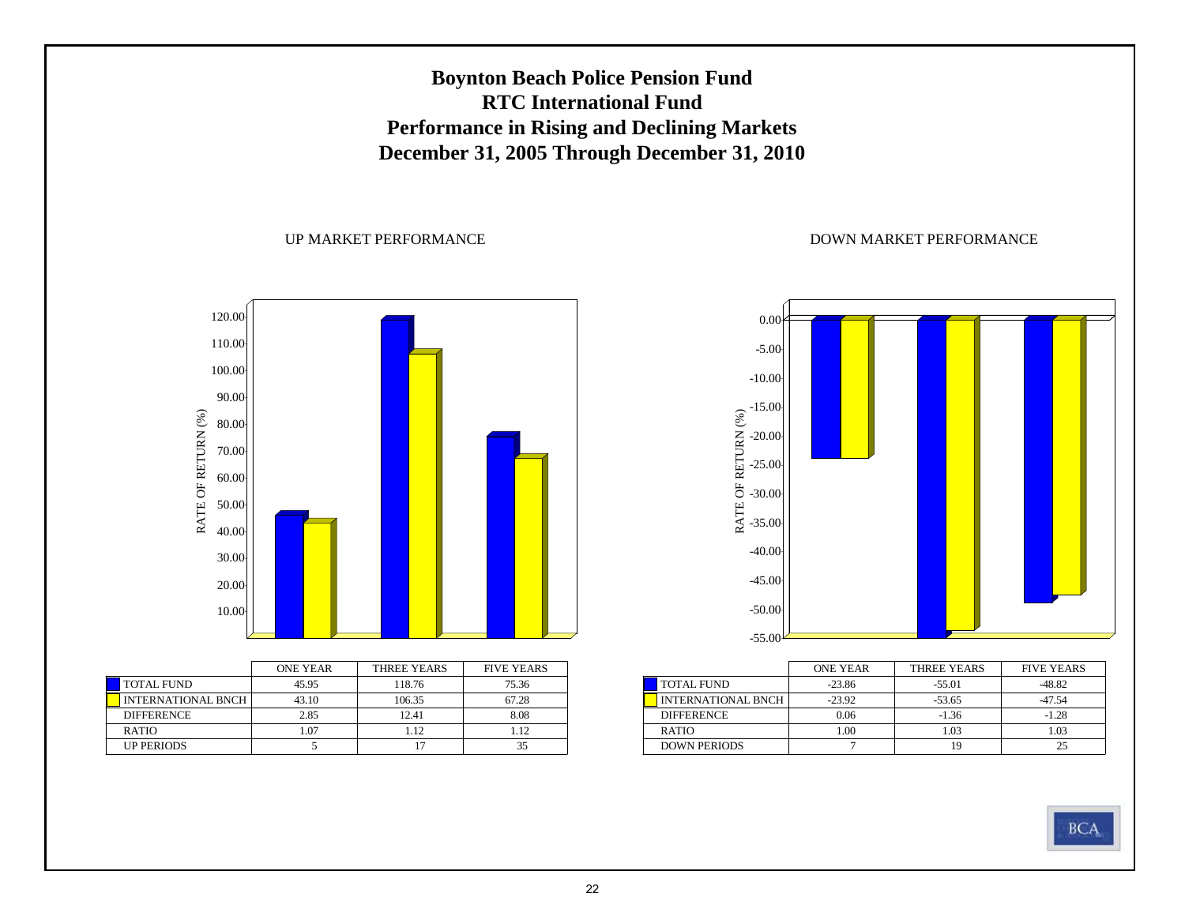# Boynton Beach Police Pension Fund
## RTC International Fund
## Performance in Rising and Declining Markets
## December 31, 2005 Through December 31, 2010

UP MARKET PERFORMANCE

RATE OF RETURN (%)

120.00
110.00
100.00
90.00
80.00
70.00
60.00
50.00
40.00
30.00
20.00
10.00

| | ONE YEAR | THREE YEARS | FIVE YEARS |
|---|---|---|---|
| TOTAL FUND | 45.95 | 118.76 | 75.36 |
| INTERNATIONAL BNCH | 43.10 | 106.35 | 67.28 |
| DIFFERENCE | 2.85 | 12.41 | 8.08 |
| RATIO | 1.07 | 1.12 | 1.12 |
| UP PERIODS | 5 | 17 | 35 |

DOWN MARKET PERFORMANCE

RATE OF RETURN (%)

0.00
-5.00
-10.00
-15.00
-20.00
-25.00
-30.00
-35.00
-40.00
-45.00
-50.00
-55.00

| | ONE YEAR | THREE YEARS | FIVE YEARS |
|---|---|---|---|
| TOTAL FUND | -23.86 | -55.01 | -48.82 |
| INTERNATIONAL BNCH | -23.92 | -53.65 | -47.54 |
| DIFFERENCE | 0.06 | -1.36 | -1.28 |
| RATIO | 1.00 | 1.03 | 1.03 |
| DOWN PERIODS | 7 | 19 | 25 |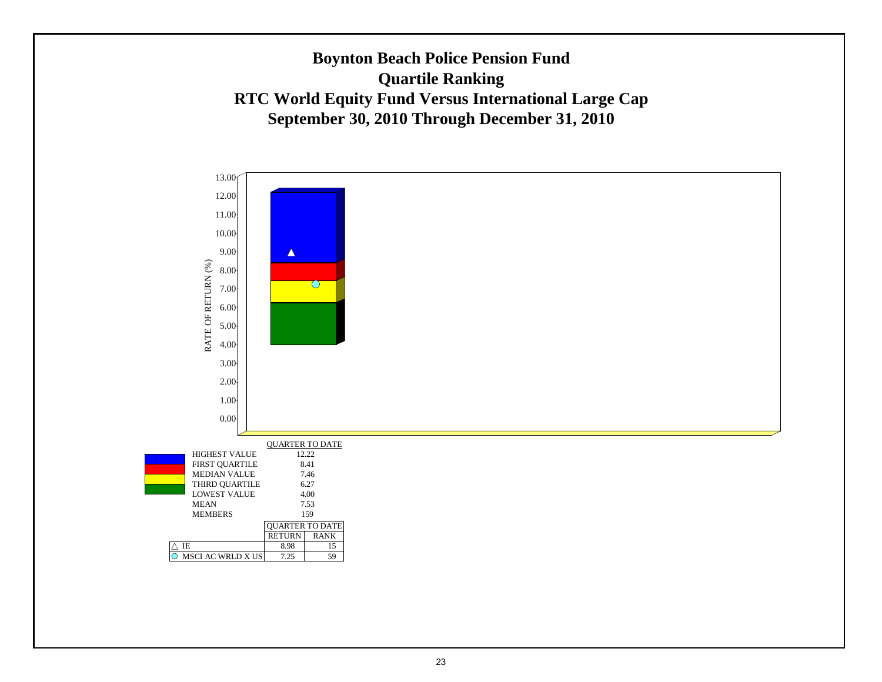# Boynton Beach Police Pension Fund
## Quartile Ranking
## RTC World Equity Fund Versus International Large Cap
## September 30, 2010 Through December 31, 2010

RATE OF RETURN (%)

13.00
12.00
11.00
10.00
9.00
8.00
7.00
6.00
5.00
4.00
3.00
2.00
1.00
0.00

| | QUARTER TO DATE |
|---|---|
| HIGHEST VALUE | 12.22 |
| FIRST QUARTILE | 8.41 |
| MEDIAN VALUE | 7.46 |
| THIRD QUARTILE | 6.27 |
| LOWEST VALUE | 4.00 |
| MEAN | 7.53 |
| MEMBERS | 159 |

| | QUARTER TO DATE | |
|---|---|---|
| | RETURN | RANK |
| △ IE | 8.98 | 15 |
| ○ MSCI AC WRLD X US | 7.25 | 59 |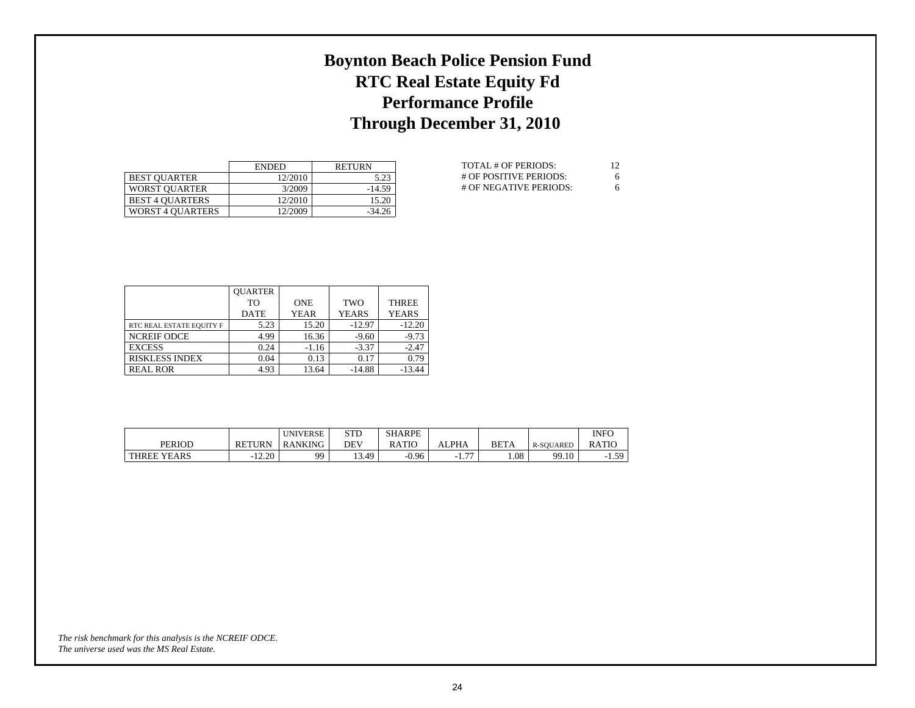# Boynton Beach Police Pension Fund
# RTC Real Estate Equity Fd
# Performance Profile
# Through December 31, 2010

| | ENDED | RETURN |
|---|---|---|
| BEST QUARTER | 12/2010 | 5.23 |
| WORST QUARTER | 3/2009 | -14.59 |
| BEST 4 QUARTERS | 12/2010 | 15.20 |
| WORST 4 QUARTERS | 12/2009 | -34.26 |

| | |
|---|---|
| TOTAL # OF PERIODS: | 12 |
| # OF POSITIVE PERIODS: | 6 |
| # OF NEGATIVE PERIODS: | 6 |

| | QUARTER TO DATE | ONE YEAR | TWO YEARS | THREE YEARS |
|---|---|---|---|---|
| RTC REAL ESTATE EQUITY F | 5.23 | 15.20 | -12.97 | -12.20 |
| NCREIF ODCE | 4.99 | 16.36 | -9.60 | -9.73 |
| EXCESS | 0.24 | -1.16 | -3.37 | -2.47 |
| RISKLESS INDEX | 0.04 | 0.13 | 0.17 | 0.79 |
| REAL ROR | 4.93 | 13.64 | -14.88 | -13.44 |

| PERIOD | RETURN | UNIVERSE RANKING | STD DEV | SHARPE RATIO | ALPHA | BETA | R-SQUARED | INFO RATIO |
|---|---|---|---|---|---|---|---|---|
| THREE YEARS | -12.20 | 99 | 13.49 | -0.96 | -1.77 | 1.08 | 99.10 | -1.59 |

*The risk benchmark for this analysis is the NCREIF ODCE.*
*The universe used was the MS Real Estate.*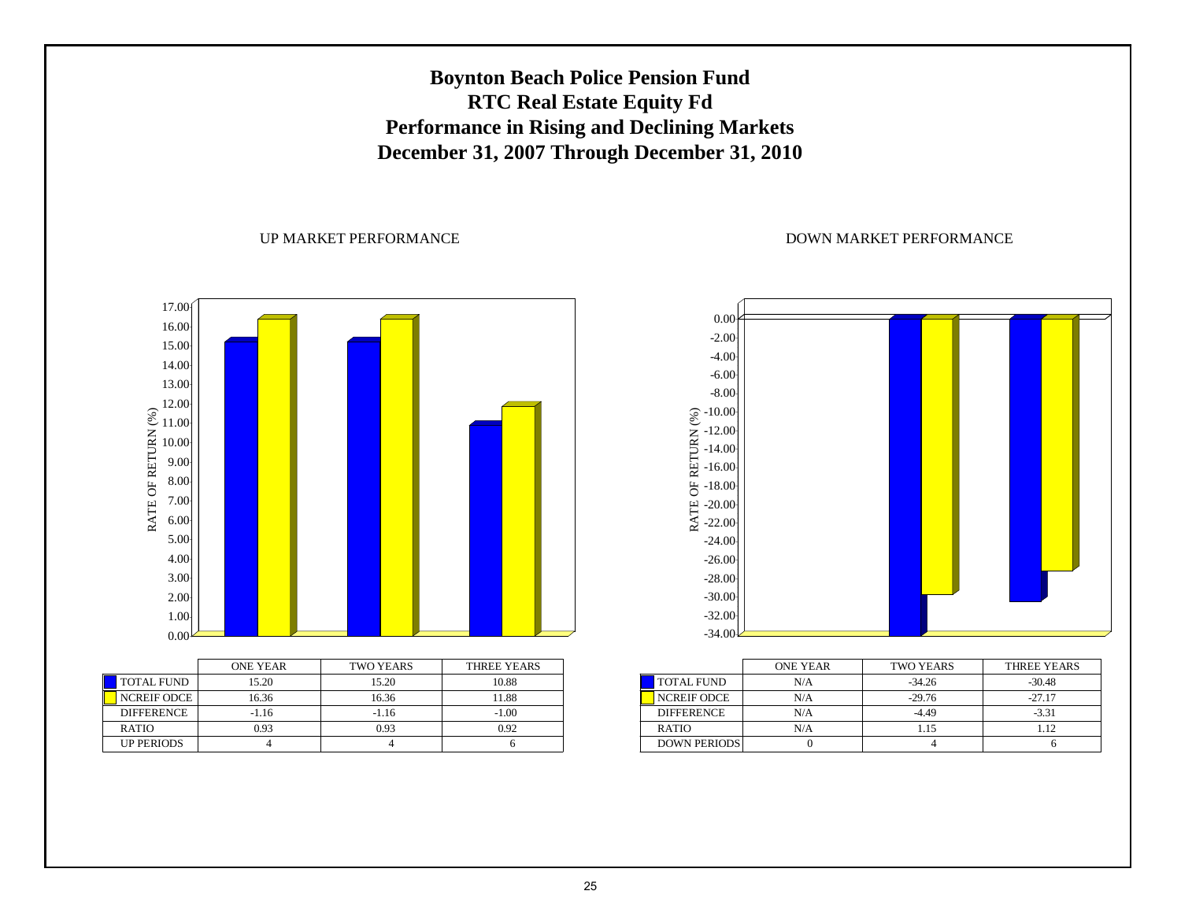# Boynton Beach Police Pension Fund
# RTC Real Estate Equity Fd
# Performance in Rising and Declining Markets
# December 31, 2007 Through December 31, 2010

UP MARKET PERFORMANCE

RATE OF RETURN (%)

17.00
16.00
15.00
14.00
13.00
12.00
11.00
10.00
9.00
8.00
7.00
6.00
5.00
4.00
3.00
2.00
1.00
0.00

| | ONE YEAR | TWO YEARS | THREE YEARS |
|---|---|---|---|
| TOTAL FUND | 15.20 | 15.20 | 10.88 |
| NCREIF ODCE | 16.36 | 16.36 | 11.88 |
| DIFFERENCE | -1.16 | -1.16 | -1.00 |
| RATIO | 0.93 | 0.93 | 0.92 |
| UP PERIODS | 4 | 4 | 6 |

DOWN MARKET PERFORMANCE

RATE OF RETURN (%)

0.00
-2.00
-4.00
-6.00
-8.00
-10.00
-12.00
-14.00
-16.00
-18.00
-20.00
-22.00
-24.00
-26.00
-28.00
-30.00
-32.00
-34.00

| | ONE YEAR | TWO YEARS | THREE YEARS |
|---|---|---|---|
| TOTAL FUND | N/A | -34.26 | -30.48 |
| NCREIF ODCE | N/A | -29.76 | -27.17 |
| DIFFERENCE | N/A | -4.49 | -3.31 |
| RATIO | N/A | 1.15 | 1.12 |
| DOWN PERIODS | 0 | 4 | 6 |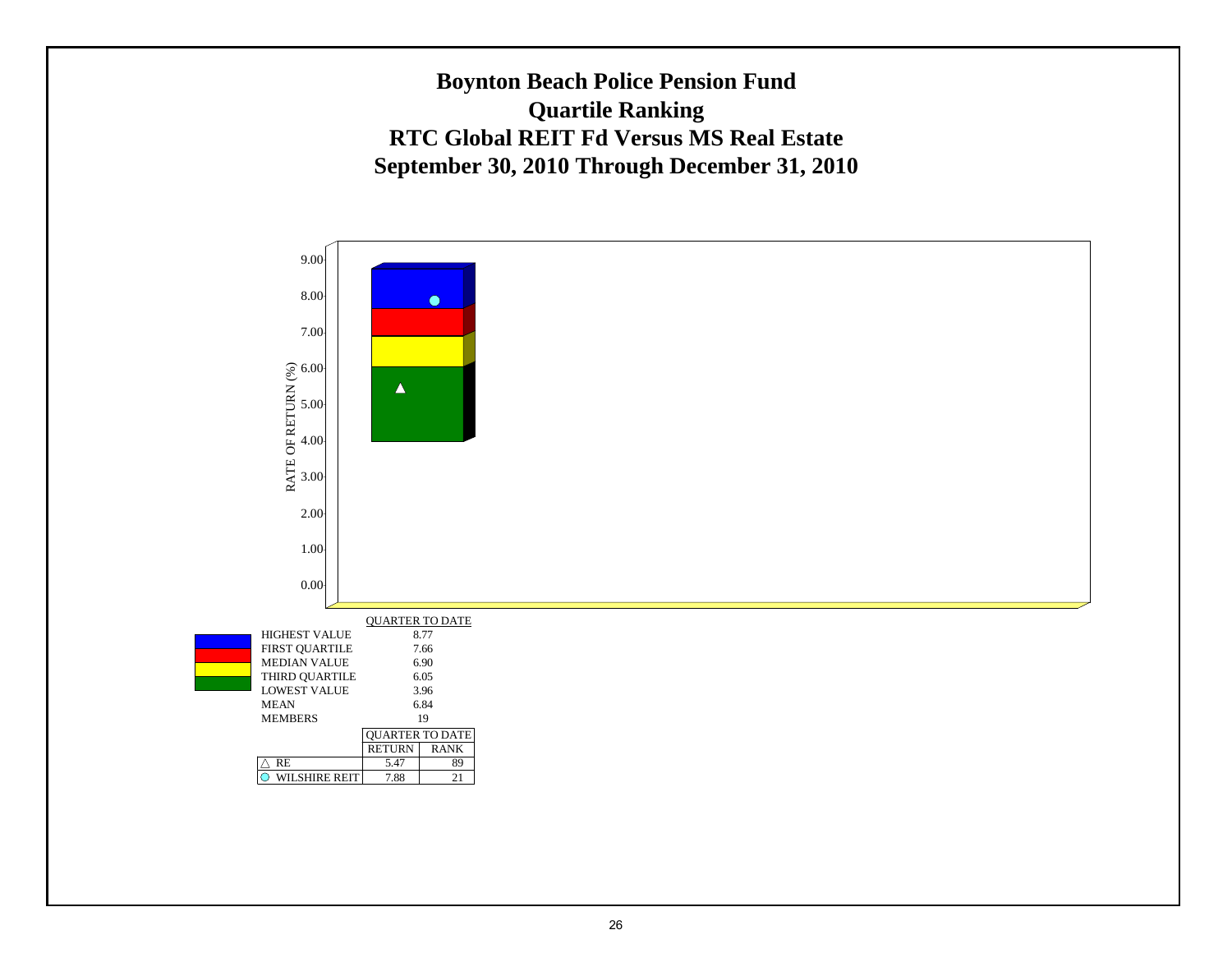# Boynton Beach Police Pension Fund
## Quartile Ranking
## RTC Global REIT Fd Versus MS Real Estate
## September 30, 2010 Through December 31, 2010

RATE OF RETURN (%)

9.00
8.00
7.00
6.00
5.00
4.00
3.00
2.00
1.00
0.00

| | QUARTER TO DATE |
|---|---|
| HIGHEST VALUE | 8.77 |
| FIRST QUARTILE | 7.66 |
| MEDIAN VALUE | 6.90 |
| THIRD QUARTILE | 6.05 |
| LOWEST VALUE | 3.96 |
| MEAN | 6.84 |
| MEMBERS | 19 |

| | QUARTER TO DATE | |
|---|---|---|
| | RETURN | RANK |
| △ RE | 5.47 | 89 |
| ○ WILSHIRE REIT | 7.88 | 21 |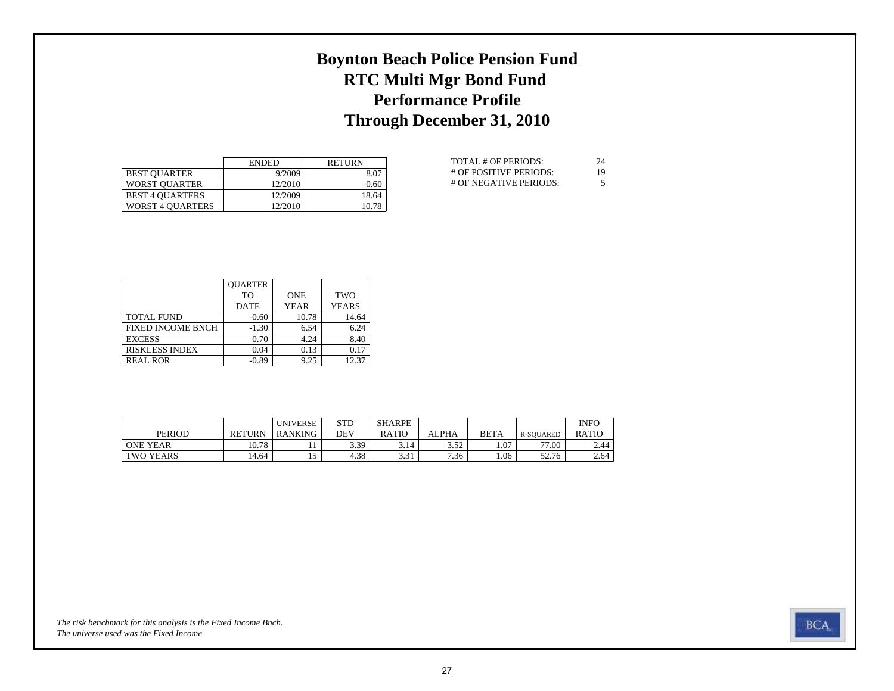# Boynton Beach Police Pension Fund
# RTC Multi Mgr Bond Fund
# Performance Profile
# Through December 31, 2010

| | ENDED | RETURN |
|---|---|---|
| BEST QUARTER | 9/2009 | 8.07 |
| WORST QUARTER | 12/2010 | -0.60 |
| BEST 4 QUARTERS | 12/2009 | 18.64 |
| WORST 4 QUARTERS | 12/2010 | 10.78 |

| | |
|---|---|
| TOTAL # OF PERIODS: | 24 |
| # OF POSITIVE PERIODS: | 19 |
| # OF NEGATIVE PERIODS: | 5 |

| | QUARTER TO DATE | ONE YEAR | TWO YEARS |
|---|---|---|---|
| TOTAL FUND | -0.60 | 10.78 | 14.64 |
| FIXED INCOME BNCH | -1.30 | 6.54 | 6.24 |
| EXCESS | 0.70 | 4.24 | 8.40 |
| RISKLESS INDEX | 0.04 | 0.13 | 0.17 |
| REAL ROR | -0.89 | 9.25 | 12.37 |

| PERIOD | RETURN | UNIVERSE RANKING | STD DEV | SHARPE RATIO | ALPHA | BETA | R-SQUARED | INFO RATIO |
|---|---|---|---|---|---|---|---|---|
| ONE YEAR | 10.78 | 11 | 3.39 | 3.14 | 3.52 | 1.07 | 77.00 | 2.44 |
| TWO YEARS | 14.64 | 15 | 4.38 | 3.31 | 7.36 | 1.06 | 52.76 | 2.64 |

*The risk benchmark for this analysis is the Fixed Income Bnch.*
*The universe used was the Fixed Income*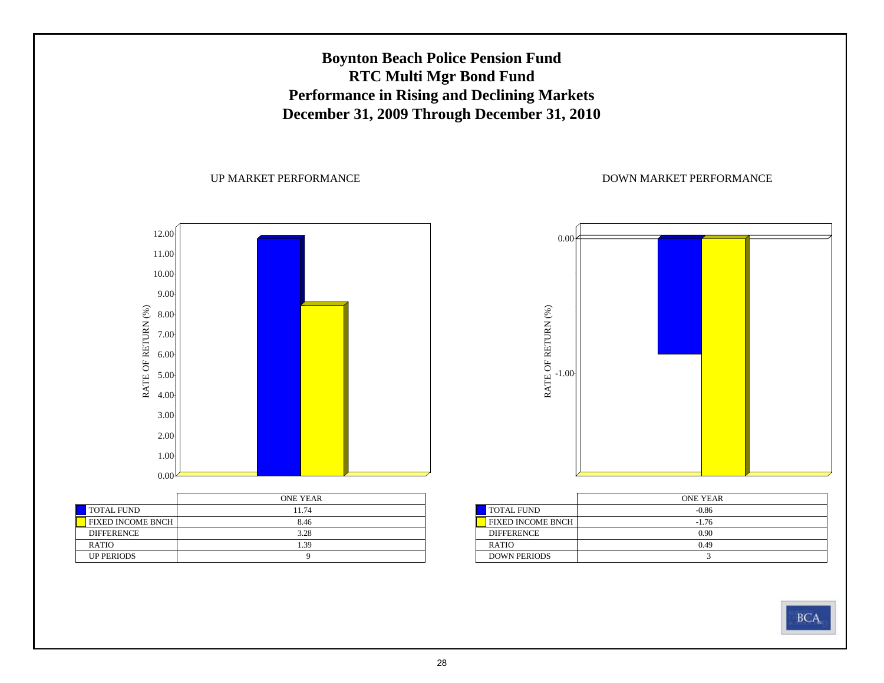# Boynton Beach Police Pension Fund
## RTC Multi Mgr Bond Fund
## Performance in Rising and Declining Markets
## December 31, 2009 Through December 31, 2010

UP MARKET PERFORMANCE

RATE OF RETURN (%)

12.00
11.00
10.00
9.00
8.00
7.00
6.00
5.00
4.00
3.00
2.00
1.00
0.00

| | ONE YEAR |
|---|---|
| TOTAL FUND | 11.74 |
| FIXED INCOME BNCH | 8.46 |
| DIFFERENCE | 3.28 |
| RATIO | 1.39 |
| UP PERIODS | 9 |

DOWN MARKET PERFORMANCE

RATE OF RETURN (%)

0.00
-1.00

| | ONE YEAR |
|---|---|
| TOTAL FUND | -0.86 |
| FIXED INCOME BNCH | -1.76 |
| DIFFERENCE | 0.90 |
| RATIO | 0.49 |
| DOWN PERIODS | 3 |

BCA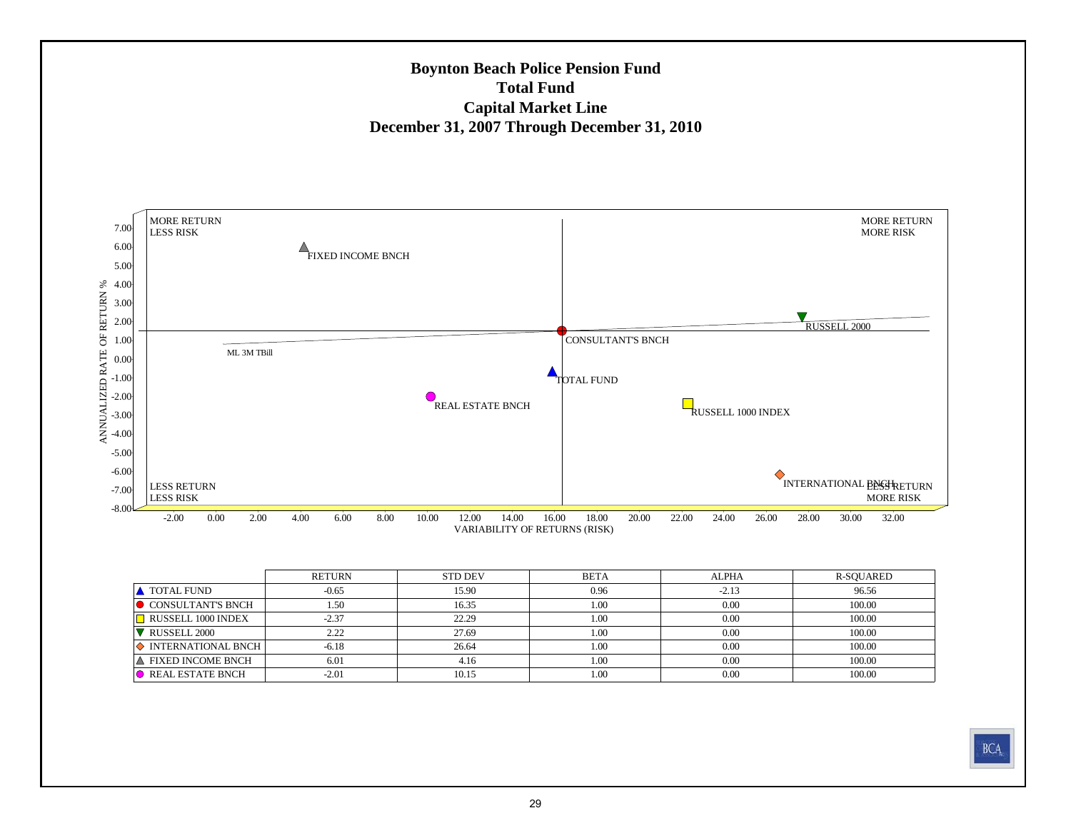# Boynton Beach Police Pension Fund

## Total Fund

## Capital Market Line

## December 31, 2007 Through December 31, 2010

|  | RETURN | STD DEV | BETA | ALPHA | R-SQUARED |
|---|---|---|---|---|---|
| TOTAL FUND | -0.65 | 15.90 | 0.96 | -2.13 | 96.56 |
| CONSULTANT'S BNCH | 1.50 | 16.35 | 1.00 | 0.00 | 100.00 |
| RUSSELL 1000 INDEX | -2.37 | 22.29 | 1.00 | 0.00 | 100.00 |
| RUSSELL 2000 | 2.22 | 27.69 | 1.00 | 0.00 | 100.00 |
| INTERNATIONAL BNCH | -6.18 | 26.64 | 1.00 | 0.00 | 100.00 |
| FIXED INCOME BNCH | 6.01 | 4.16 | 1.00 | 0.00 | 100.00 |
| REAL ESTATE BNCH | -2.01 | 10.15 | 1.00 | 0.00 | 100.00 |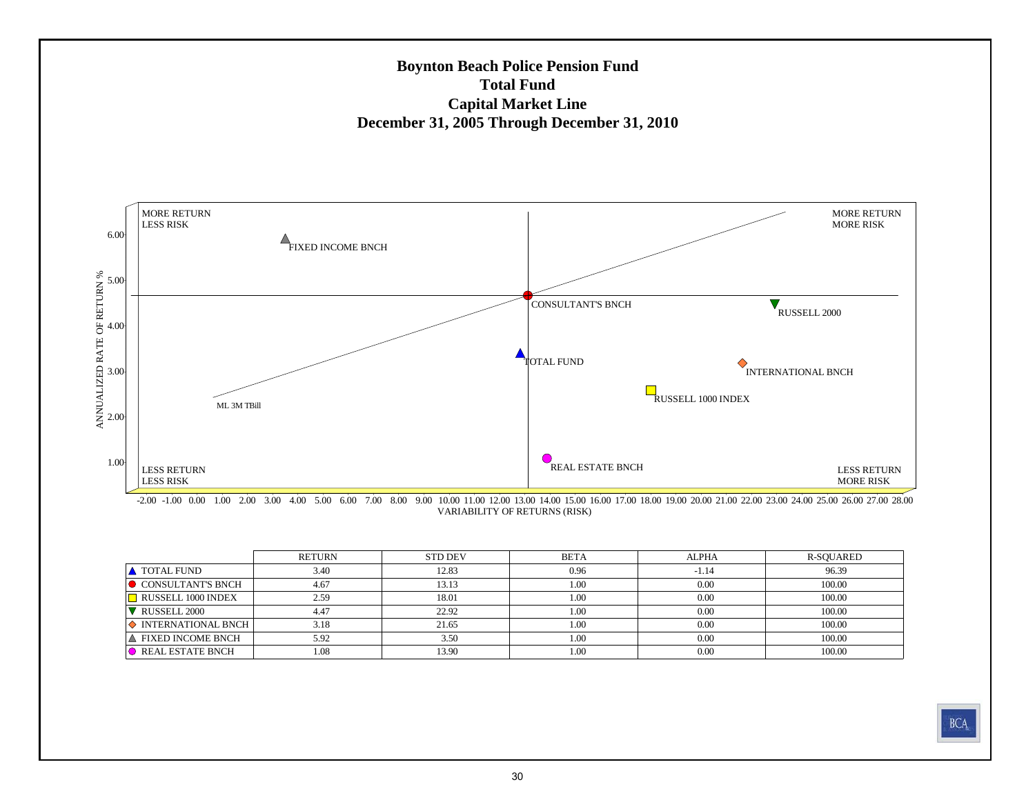# Boynton Beach Police Pension Fund
## Total Fund
## Capital Market Line
## December 31, 2005 Through December 31, 2010

MORE RETURN
LESS RISK

MORE RETURN
MORE RISK

LESS RETURN
LESS RISK

LESS RETURN
MORE RISK

FIXED INCOME BNCH
CONSULTANT'S BNCH
RUSSELL 2000
TOTAL FUND
INTERNATIONAL BNCH
RUSSELL 1000 INDEX
ML 3M TBill
REAL ESTATE BNCH

ANNUALIZED RATE OF RETURN %

1.00 2.00 3.00 4.00 5.00 6.00

-2.00 -1.00 0.00 1.00 2.00 3.00 4.00 5.00 6.00 7.00 8.00 9.00 10.00 11.00 12.00 13.00 14.00 15.00 16.00 17.00 18.00 19.00 20.00 21.00 22.00 23.00 24.00 25.00 26.00 27.00 28.00

VARIABILITY OF RETURNS (RISK)

| | RETURN | STD DEV | BETA | ALPHA | R-SQUARED |
|---|---|---|---|---|---|
| ▲ TOTAL FUND | 3.40 | 12.83 | 0.96 | -1.14 | 96.39 |
| ● CONSULTANT'S BNCH | 4.67 | 13.13 | 1.00 | 0.00 | 100.00 |
| □ RUSSELL 1000 INDEX | 2.59 | 18.01 | 1.00 | 0.00 | 100.00 |
| ▼ RUSSELL 2000 | 4.47 | 22.92 | 1.00 | 0.00 | 100.00 |
| ◇ INTERNATIONAL BNCH | 3.18 | 21.65 | 1.00 | 0.00 | 100.00 |
| ▲ FIXED INCOME BNCH | 5.92 | 3.50 | 1.00 | 0.00 | 100.00 |
| ● REAL ESTATE BNCH | 1.08 | 13.90 | 1.00 | 0.00 | 100.00 |

BCA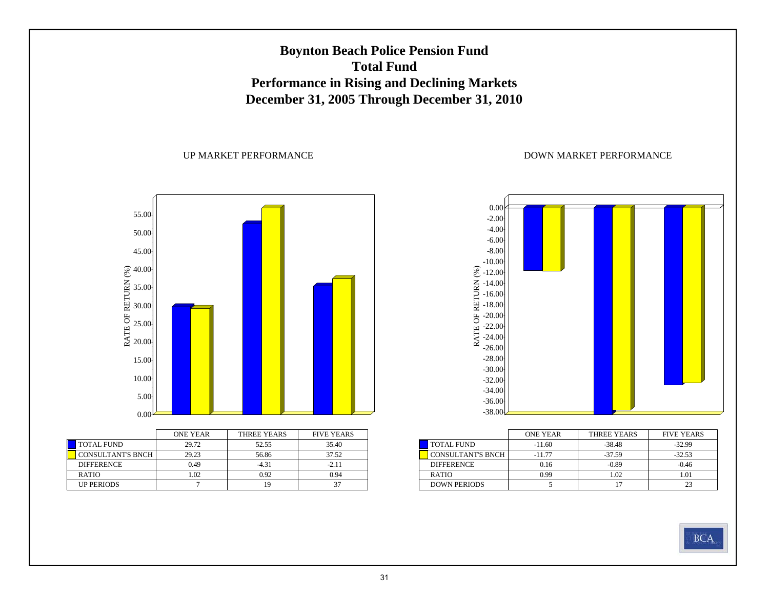# Boynton Beach Police Pension Fund
# Total Fund
# Performance in Rising and Declining Markets
# December 31, 2005 Through December 31, 2010

UP MARKET PERFORMANCE

RATE OF RETURN (%)

55.00
50.00
45.00
40.00
35.00
30.00
25.00
20.00
15.00
10.00
5.00
0.00

| | ONE YEAR | THREE YEARS | FIVE YEARS |
|---|---|---|---|
| TOTAL FUND | 29.72 | 52.55 | 35.40 |
| CONSULTANT'S BNCH | 29.23 | 56.86 | 37.52 |
| DIFFERENCE | 0.49 | -4.31 | -2.11 |
| RATIO | 1.02 | 0.92 | 0.94 |
| UP PERIODS | 7 | 19 | 37 |

DOWN MARKET PERFORMANCE

RATE OF RETURN (%)

0.00
-2.00
-4.00
-6.00
-8.00
-10.00
-12.00
-14.00
-16.00
-18.00
-20.00
-22.00
-24.00
-26.00
-28.00
-30.00
-32.00
-34.00
-36.00
-38.00

| | ONE YEAR | THREE YEARS | FIVE YEARS |
|---|---|---|---|
| TOTAL FUND | -11.60 | -38.48 | -32.99 |
| CONSULTANT'S BNCH | -11.77 | -37.59 | -32.53 |
| DIFFERENCE | 0.16 | -0.89 | -0.46 |
| RATIO | 0.99 | 1.02 | 1.01 |
| DOWN PERIODS | 5 | 17 | 23 |

BCA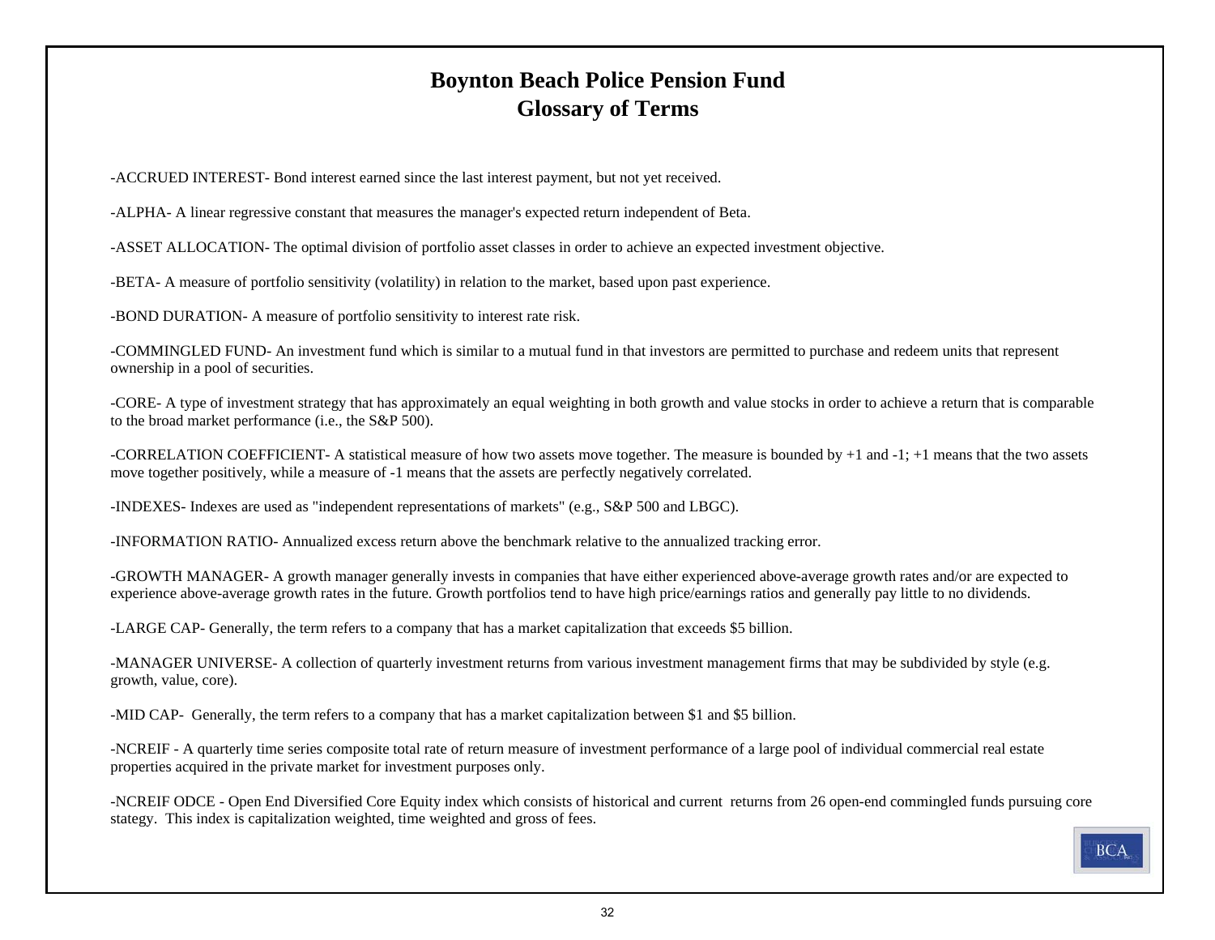# Boynton Beach Police Pension Fund
## Glossary of Terms

-ACCRUED INTEREST- Bond interest earned since the last interest payment, but not yet received.

-ALPHA- A linear regressive constant that measures the manager's expected return independent of Beta.

-ASSET ALLOCATION- The optimal division of portfolio asset classes in order to achieve an expected investment objective.

-BETA- A measure of portfolio sensitivity (volatility) in relation to the market, based upon past experience.

-BOND DURATION- A measure of portfolio sensitivity to interest rate risk.

-COMMINGLED FUND- An investment fund which is similar to a mutual fund in that investors are permitted to purchase and redeem units that represent ownership in a pool of securities.

-CORE- A type of investment strategy that has approximately an equal weighting in both growth and value stocks in order to achieve a return that is comparable to the broad market performance (i.e., the S&P 500).

-CORRELATION COEFFICIENT- A statistical measure of how two assets move together. The measure is bounded by +1 and -1; +1 means that the two assets move together positively, while a measure of -1 means that the assets are perfectly negatively correlated.

-INDEXES- Indexes are used as "independent representations of markets" (e.g., S&P 500 and LBGC).

-INFORMATION RATIO- Annualized excess return above the benchmark relative to the annualized tracking error.

-GROWTH MANAGER- A growth manager generally invests in companies that have either experienced above-average growth rates and/or are expected to experience above-average growth rates in the future. Growth portfolios tend to have high price/earnings ratios and generally pay little to no dividends.

-LARGE CAP- Generally, the term refers to a company that has a market capitalization that exceeds $5 billion.

-MANAGER UNIVERSE- A collection of quarterly investment returns from various investment management firms that may be subdivided by style (e.g. growth, value, core).

-MID CAP- Generally, the term refers to a company that has a market capitalization between $1 and $5 billion.

-NCREIF - A quarterly time series composite total rate of return measure of investment performance of a large pool of individual commercial real estate properties acquired in the private market for investment purposes only.

-NCREIF ODCE - Open End Diversified Core Equity index which consists of historical and current returns from 26 open-end commingled funds pursuing core stategy. This index is capitalization weighted, time weighted and gross of fees.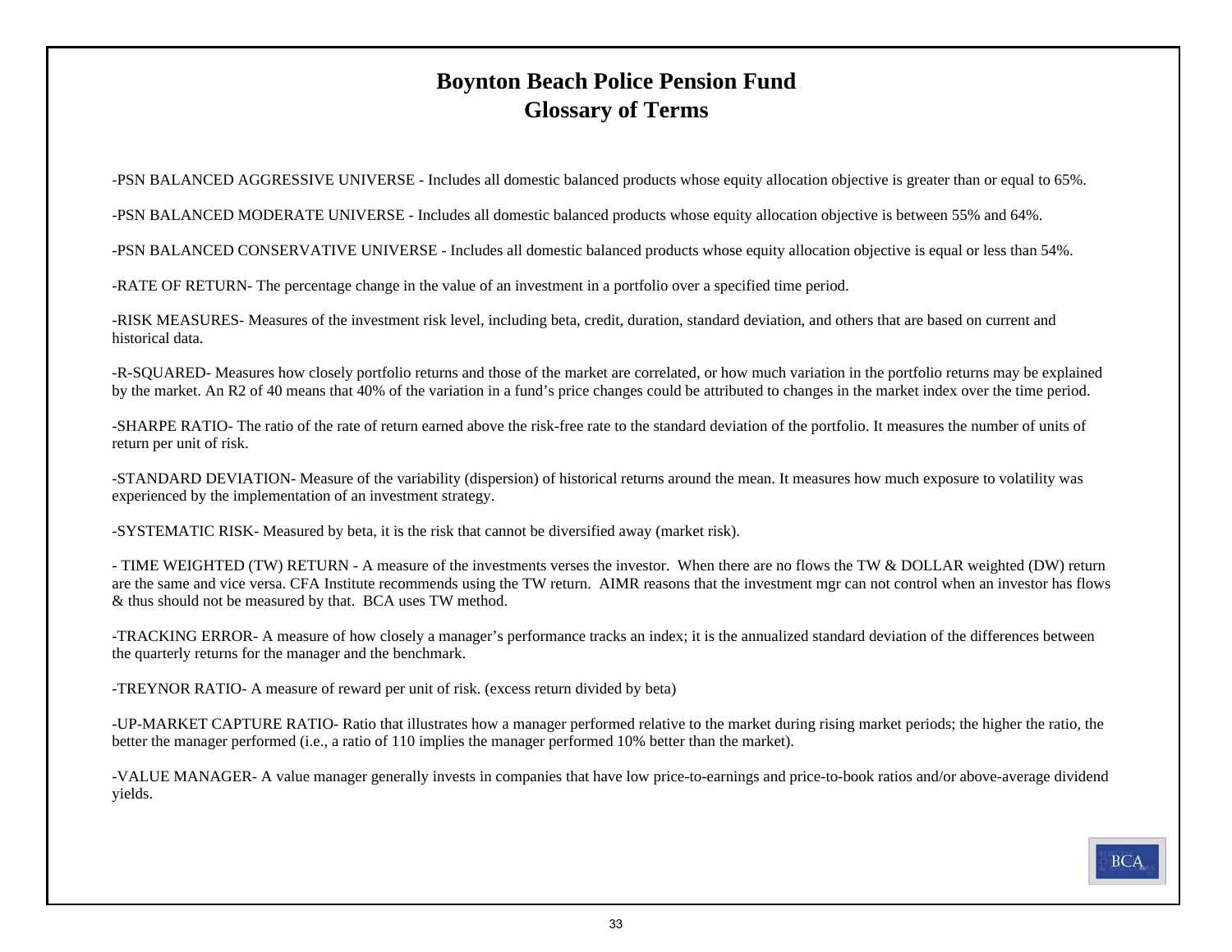# Boynton Beach Police Pension Fund
## Glossary of Terms

-PSN BALANCED AGGRESSIVE UNIVERSE - Includes all domestic balanced products whose equity allocation objective is greater than or equal to 65%.

-PSN BALANCED MODERATE UNIVERSE - Includes all domestic balanced products whose equity allocation objective is between 55% and 64%.

-PSN BALANCED CONSERVATIVE UNIVERSE - Includes all domestic balanced products whose equity allocation objective is equal or less than 54%.

-RATE OF RETURN- The percentage change in the value of an investment in a portfolio over a specified time period.

-RISK MEASURES- Measures of the investment risk level, including beta, credit, duration, standard deviation, and others that are based on current and historical data.

-R-SQUARED- Measures how closely portfolio returns and those of the market are correlated, or how much variation in the portfolio returns may be explained by the market. An R2 of 40 means that 40% of the variation in a fund's price changes could be attributed to changes in the market index over the time period.

-SHARPE RATIO- The ratio of the rate of return earned above the risk-free rate to the standard deviation of the portfolio. It measures the number of units of return per unit of risk.

-STANDARD DEVIATION- Measure of the variability (dispersion) of historical returns around the mean. It measures how much exposure to volatility was experienced by the implementation of an investment strategy.

-SYSTEMATIC RISK- Measured by beta, it is the risk that cannot be diversified away (market risk).

- TIME WEIGHTED (TW) RETURN - A measure of the investments verses the investor. When there are no flows the TW & DOLLAR weighted (DW) return are the same and vice versa. CFA Institute recommends using the TW return. AIMR reasons that the investment mgr can not control when an investor has flows & thus should not be measured by that. BCA uses TW method.

-TRACKING ERROR- A measure of how closely a manager's performance tracks an index; it is the annualized standard deviation of the differences between the quarterly returns for the manager and the benchmark.

-TREYNOR RATIO- A measure of reward per unit of risk. (excess return divided by beta)

-UP-MARKET CAPTURE RATIO- Ratio that illustrates how a manager performed relative to the market during rising market periods; the higher the ratio, the better the manager performed (i.e., a ratio of 110 implies the manager performed 10% better than the market).

-VALUE MANAGER- A value manager generally invests in companies that have low price-to-earnings and price-to-book ratios and/or above-average dividend yields.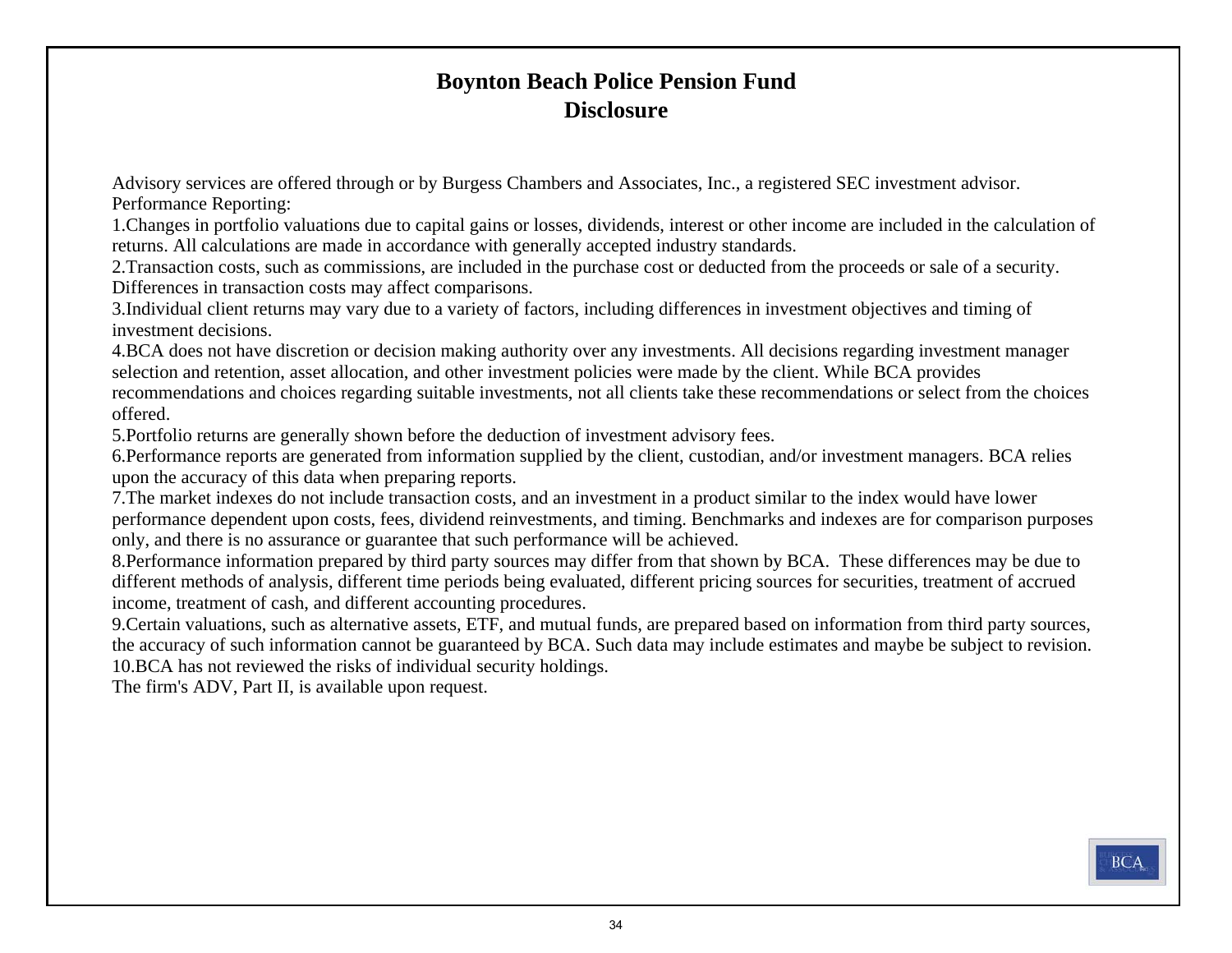# Boynton Beach Police Pension Fund
## Disclosure

Advisory services are offered through or by Burgess Chambers and Associates, Inc., a registered SEC investment advisor.
Performance Reporting:

1.Changes in portfolio valuations due to capital gains or losses, dividends, interest or other income are included in the calculation of returns. All calculations are made in accordance with generally accepted industry standards.

2.Transaction costs, such as commissions, are included in the purchase cost or deducted from the proceeds or sale of a security. Differences in transaction costs may affect comparisons.

3.Individual client returns may vary due to a variety of factors, including differences in investment objectives and timing of investment decisions.

4.BCA does not have discretion or decision making authority over any investments. All decisions regarding investment manager selection and retention, asset allocation, and other investment policies were made by the client. While BCA provides recommendations and choices regarding suitable investments, not all clients take these recommendations or select from the choices offered.

5.Portfolio returns are generally shown before the deduction of investment advisory fees.

6.Performance reports are generated from information supplied by the client, custodian, and/or investment managers. BCA relies upon the accuracy of this data when preparing reports.

7.The market indexes do not include transaction costs, and an investment in a product similar to the index would have lower performance dependent upon costs, fees, dividend reinvestments, and timing. Benchmarks and indexes are for comparison purposes only, and there is no assurance or guarantee that such performance will be achieved.

8.Performance information prepared by third party sources may differ from that shown by BCA. These differences may be due to different methods of analysis, different time periods being evaluated, different pricing sources for securities, treatment of accrued income, treatment of cash, and different accounting procedures.

9.Certain valuations, such as alternative assets, ETF, and mutual funds, are prepared based on information from third party sources, the accuracy of such information cannot be guaranteed by BCA. Such data may include estimates and maybe be subject to revision.

10.BCA has not reviewed the risks of individual security holdings.

The firm's ADV, Part II, is available upon request.